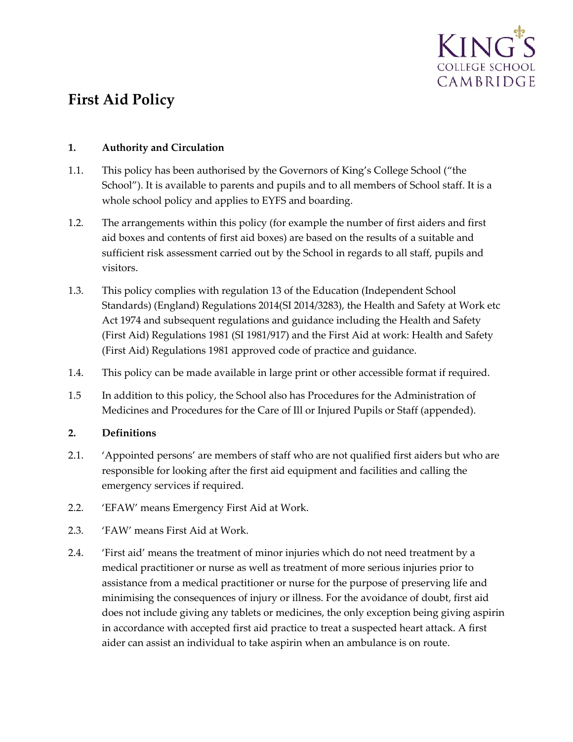# First Aid Policy

## 1. Authority and Circulation

1.1. This policy has been authorised by the Governors of King's College School ("the School"). It is available to parents and pupils and to all members of School staff. It is a whole school policy and applies to EYFS and boarding.

1.2. The arrangements within this policy (for example the number of first aiders and first aid boxes and contents of first aid boxes) are based on the results of a suitable and sufficient risk assessment carried out by the School in regards to all staff, pupils and visitors.

1.3. This policy complies with regulation 13 of the Education (Independent School Standards) (England) Regulations 2014(SI 2014/3283), the Health and Safety at Work etc Act 1974 and subsequent regulations and guidance including the Health and Safety (First Aid) Regulations 1981 (SI 1981/917) and the First Aid at work: Health and Safety (First Aid) Regulations 1981 approved code of practice and guidance.

1.4. This policy can be made available in large print or other accessible format if required.

1.5 In addition to this policy, the School also has Procedures for the Administration of Medicines and Procedures for the Care of Ill or Injured Pupils or Staff (appended).

## 2. Definitions

2.1. 'Appointed persons' are members of staff who are not qualified first aiders but who are responsible for looking after the first aid equipment and facilities and calling the emergency services if required.

2.2. 'EFAW' means Emergency First Aid at Work.

2.3. 'FAW' means First Aid at Work.

2.4. 'First aid' means the treatment of minor injuries which do not need treatment by a medical practitioner or nurse as well as treatment of more serious injuries prior to assistance from a medical practitioner or nurse for the purpose of preserving life and minimising the consequences of injury or illness. For the avoidance of doubt, first aid does not include giving any tablets or medicines, the only exception being giving aspirin in accordance with accepted first aid practice to treat a suspected heart attack. A first aider can assist an individual to take aspirin when an ambulance is on route.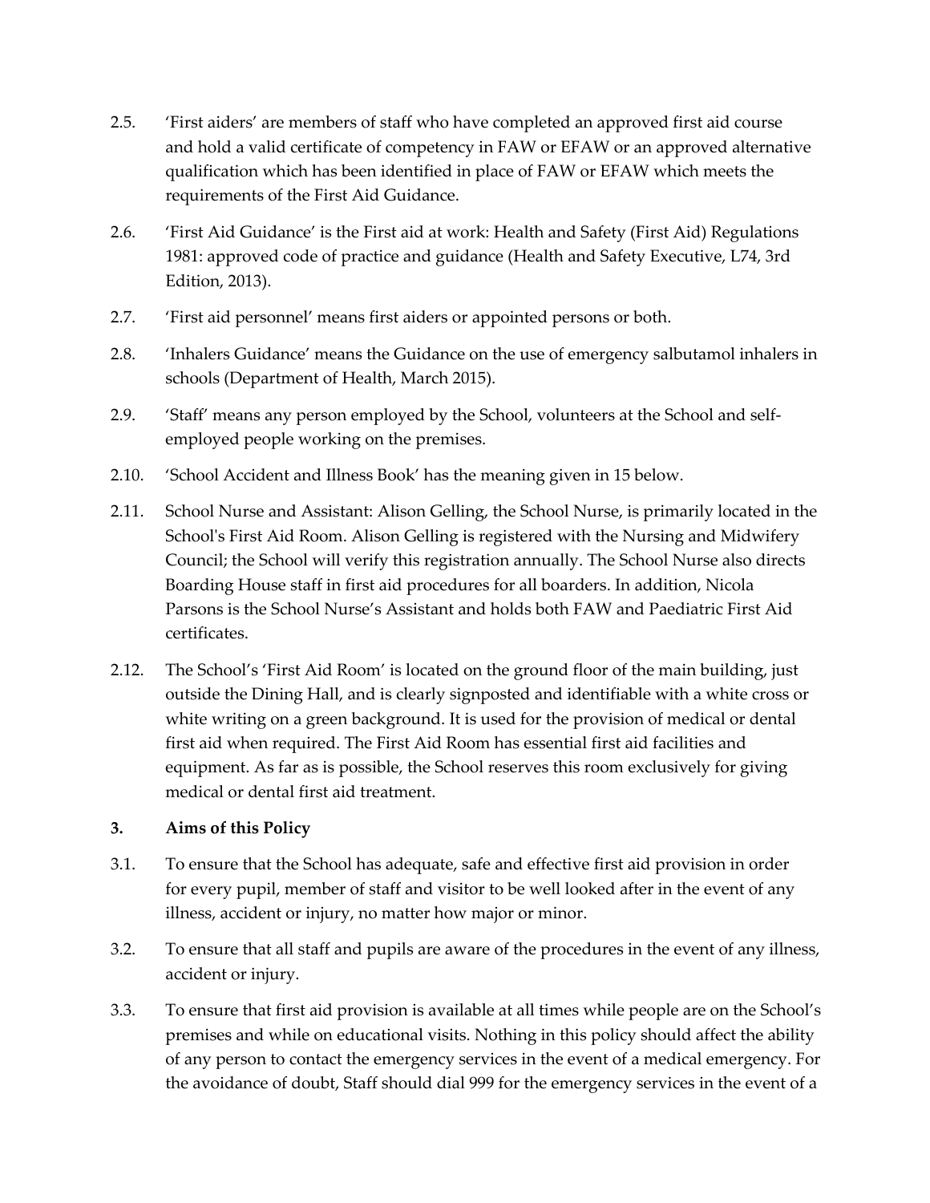2.5. 'First aiders' are members of staff who have completed an approved first aid course and hold a valid certificate of competency in FAW or EFAW or an approved alternative qualification which has been identified in place of FAW or EFAW which meets the requirements of the First Aid Guidance.

2.6. 'First Aid Guidance' is the First aid at work: Health and Safety (First Aid) Regulations 1981: approved code of practice and guidance (Health and Safety Executive, L74, 3rd Edition, 2013).

2.7. 'First aid personnel' means first aiders or appointed persons or both.

2.8. 'Inhalers Guidance' means the Guidance on the use of emergency salbutamol inhalers in schools (Department of Health, March 2015).

2.9. 'Staff' means any person employed by the School, volunteers at the School and self-employed people working on the premises.

2.10. 'School Accident and Illness Book' has the meaning given in 15 below.

2.11. School Nurse and Assistant: Alison Gelling, the School Nurse, is primarily located in the School's First Aid Room. Alison Gelling is registered with the Nursing and Midwifery Council; the School will verify this registration annually. The School Nurse also directs Boarding House staff in first aid procedures for all boarders. In addition, Nicola Parsons is the School Nurse's Assistant and holds both FAW and Paediatric First Aid certificates.

2.12. The School's 'First Aid Room' is located on the ground floor of the main building, just outside the Dining Hall, and is clearly signposted and identifiable with a white cross or white writing on a green background. It is used for the provision of medical or dental first aid when required. The First Aid Room has essential first aid facilities and equipment. As far as is possible, the School reserves this room exclusively for giving medical or dental first aid treatment.

**3. Aims of this Policy**

3.1. To ensure that the School has adequate, safe and effective first aid provision in order for every pupil, member of staff and visitor to be well looked after in the event of any illness, accident or injury, no matter how major or minor.

3.2. To ensure that all staff and pupils are aware of the procedures in the event of any illness, accident or injury.

3.3. To ensure that first aid provision is available at all times while people are on the School's premises and while on educational visits. Nothing in this policy should affect the ability of any person to contact the emergency services in the event of a medical emergency. For the avoidance of doubt, Staff should dial 999 for the emergency services in the event of a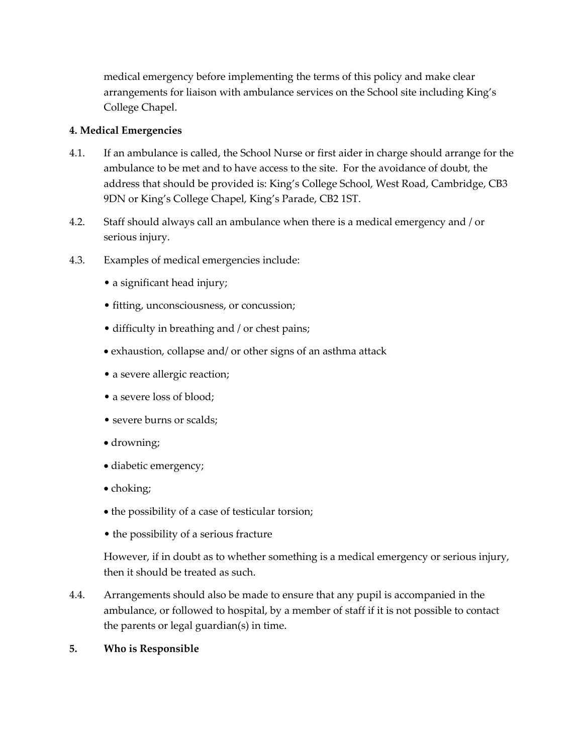medical emergency before implementing the terms of this policy and make clear arrangements for liaison with ambulance services on the School site including King's College Chapel.

**4. Medical Emergencies**

4.1. If an ambulance is called, the School Nurse or first aider in charge should arrange for the ambulance to be met and to have access to the site. For the avoidance of doubt, the address that should be provided is: King's College School, West Road, Cambridge, CB3 9DN or King's College Chapel, King's Parade, CB2 1ST.

4.2. Staff should always call an ambulance when there is a medical emergency and / or serious injury.

4.3. Examples of medical emergencies include:

- a significant head injury;
- fitting, unconsciousness, or concussion;
- difficulty in breathing and / or chest pains;
- exhaustion, collapse and/ or other signs of an asthma attack
- a severe allergic reaction;
- a severe loss of blood;
- severe burns or scalds;
- drowning;
- diabetic emergency;
- choking;
- the possibility of a case of testicular torsion;
- the possibility of a serious fracture

However, if in doubt as to whether something is a medical emergency or serious injury, then it should be treated as such.

4.4. Arrangements should also be made to ensure that any pupil is accompanied in the ambulance, or followed to hospital, by a member of staff if it is not possible to contact the parents or legal guardian(s) in time.

**5. Who is Responsible**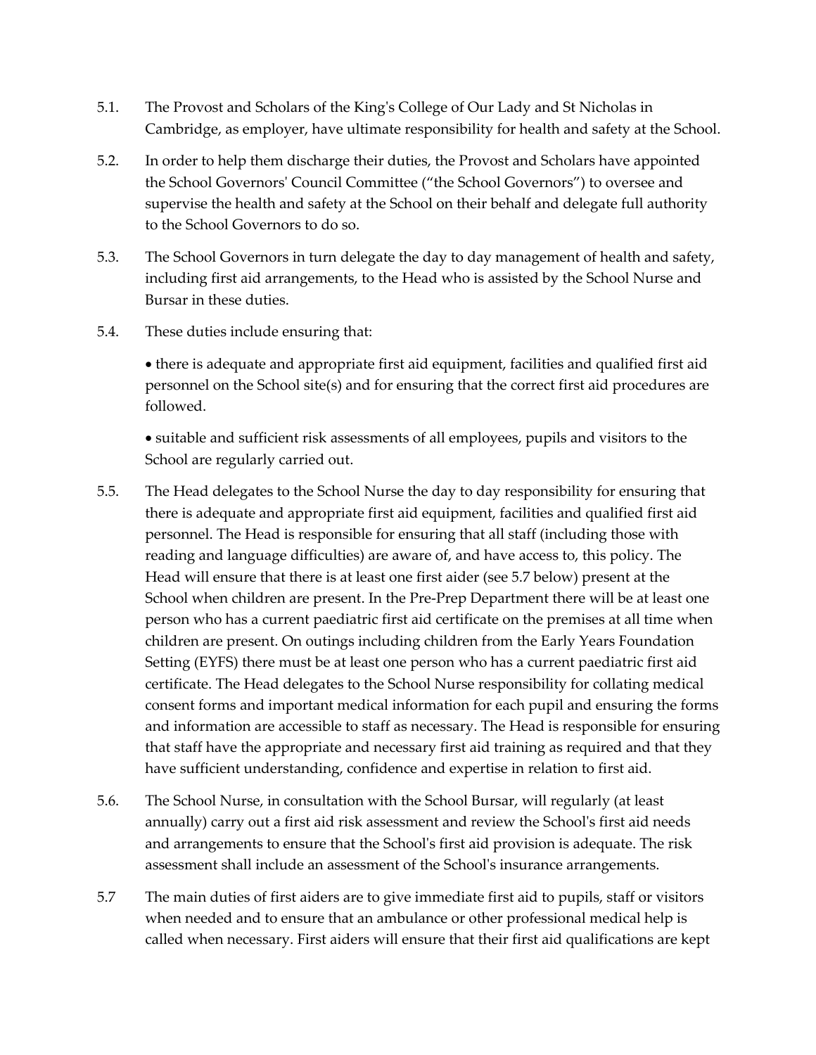5.1. The Provost and Scholars of the King's College of Our Lady and St Nicholas in Cambridge, as employer, have ultimate responsibility for health and safety at the School.

5.2. In order to help them discharge their duties, the Provost and Scholars have appointed the School Governors' Council Committee ("the School Governors") to oversee and supervise the health and safety at the School on their behalf and delegate full authority to the School Governors to do so.

5.3. The School Governors in turn delegate the day to day management of health and safety, including first aid arrangements, to the Head who is assisted by the School Nurse and Bursar in these duties.

5.4. These duties include ensuring that:

- there is adequate and appropriate first aid equipment, facilities and qualified first aid personnel on the School site(s) and for ensuring that the correct first aid procedures are followed.
- suitable and sufficient risk assessments of all employees, pupils and visitors to the School are regularly carried out.

5.5. The Head delegates to the School Nurse the day to day responsibility for ensuring that there is adequate and appropriate first aid equipment, facilities and qualified first aid personnel. The Head is responsible for ensuring that all staff (including those with reading and language difficulties) are aware of, and have access to, this policy. The Head will ensure that there is at least one first aider (see 5.7 below) present at the School when children are present. In the Pre-Prep Department there will be at least one person who has a current paediatric first aid certificate on the premises at all time when children are present. On outings including children from the Early Years Foundation Setting (EYFS) there must be at least one person who has a current paediatric first aid certificate. The Head delegates to the School Nurse responsibility for collating medical consent forms and important medical information for each pupil and ensuring the forms and information are accessible to staff as necessary. The Head is responsible for ensuring that staff have the appropriate and necessary first aid training as required and that they have sufficient understanding, confidence and expertise in relation to first aid.

5.6. The School Nurse, in consultation with the School Bursar, will regularly (at least annually) carry out a first aid risk assessment and review the School's first aid needs and arrangements to ensure that the School's first aid provision is adequate. The risk assessment shall include an assessment of the School's insurance arrangements.

5.7 The main duties of first aiders are to give immediate first aid to pupils, staff or visitors when needed and to ensure that an ambulance or other professional medical help is called when necessary. First aiders will ensure that their first aid qualifications are kept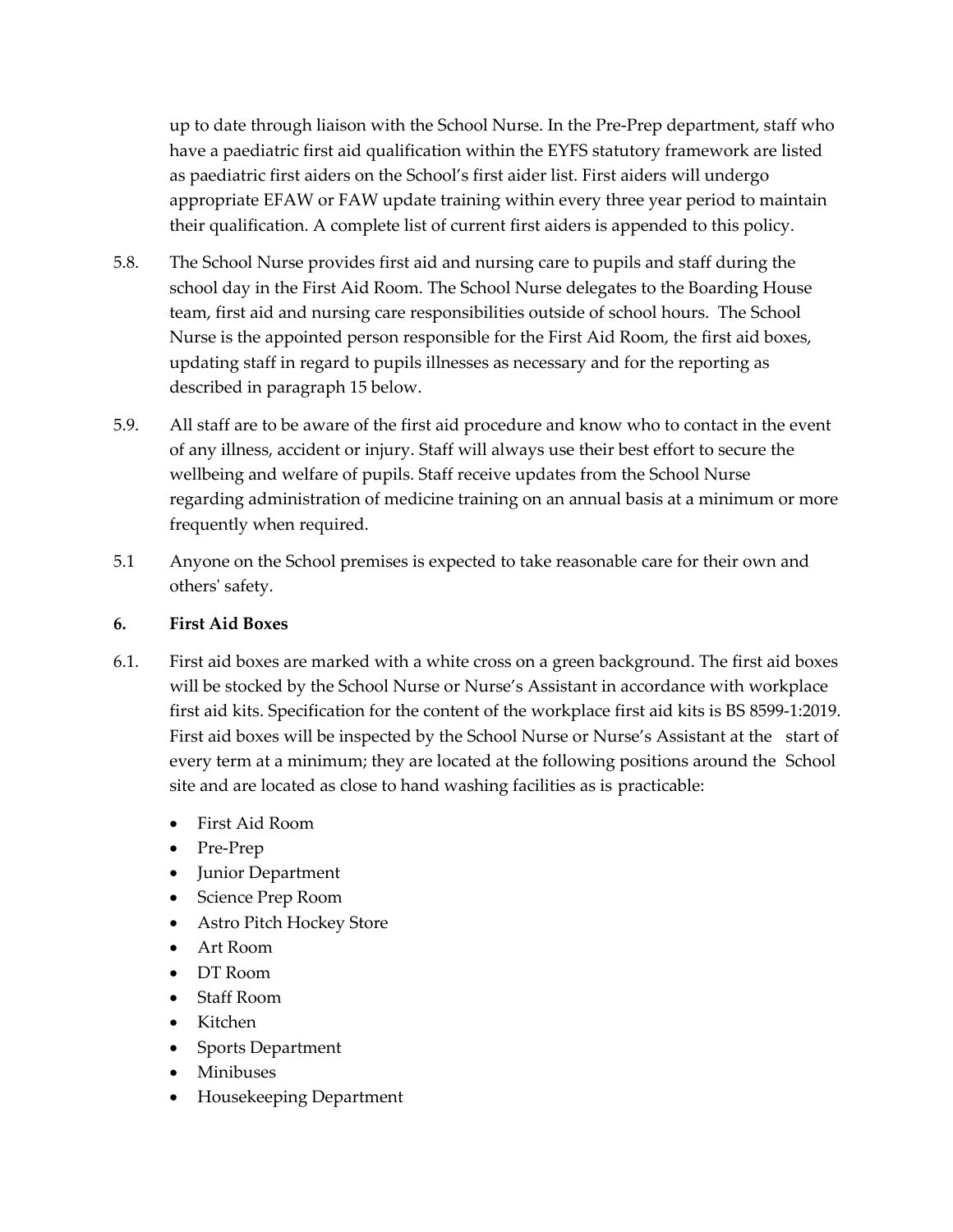up to date through liaison with the School Nurse. In the Pre-Prep department, staff who have a paediatric first aid qualification within the EYFS statutory framework are listed as paediatric first aiders on the School's first aider list. First aiders will undergo appropriate EFAW or FAW update training within every three year period to maintain their qualification. A complete list of current first aiders is appended to this policy.

5.8. The School Nurse provides first aid and nursing care to pupils and staff during the school day in the First Aid Room. The School Nurse delegates to the Boarding House team, first aid and nursing care responsibilities outside of school hours. The School Nurse is the appointed person responsible for the First Aid Room, the first aid boxes, updating staff in regard to pupils illnesses as necessary and for the reporting as described in paragraph 15 below.

5.9. All staff are to be aware of the first aid procedure and know who to contact in the event of any illness, accident or injury. Staff will always use their best effort to secure the wellbeing and welfare of pupils. Staff receive updates from the School Nurse regarding administration of medicine training on an annual basis at a minimum or more frequently when required.

5.1 Anyone on the School premises is expected to take reasonable care for their own and others' safety.

**6. First Aid Boxes**

6.1. First aid boxes are marked with a white cross on a green background. The first aid boxes will be stocked by the School Nurse or Nurse's Assistant in accordance with workplace first aid kits. Specification for the content of the workplace first aid kits is BS 8599-1:2019. First aid boxes will be inspected by the School Nurse or Nurse's Assistant at the start of every term at a minimum; they are located at the following positions around the School site and are located as close to hand washing facilities as is practicable:

- First Aid Room
- Pre-Prep
- Junior Department
- Science Prep Room
- Astro Pitch Hockey Store
- Art Room
- DT Room
- Staff Room
- Kitchen
- Sports Department
- Minibuses
- Housekeeping Department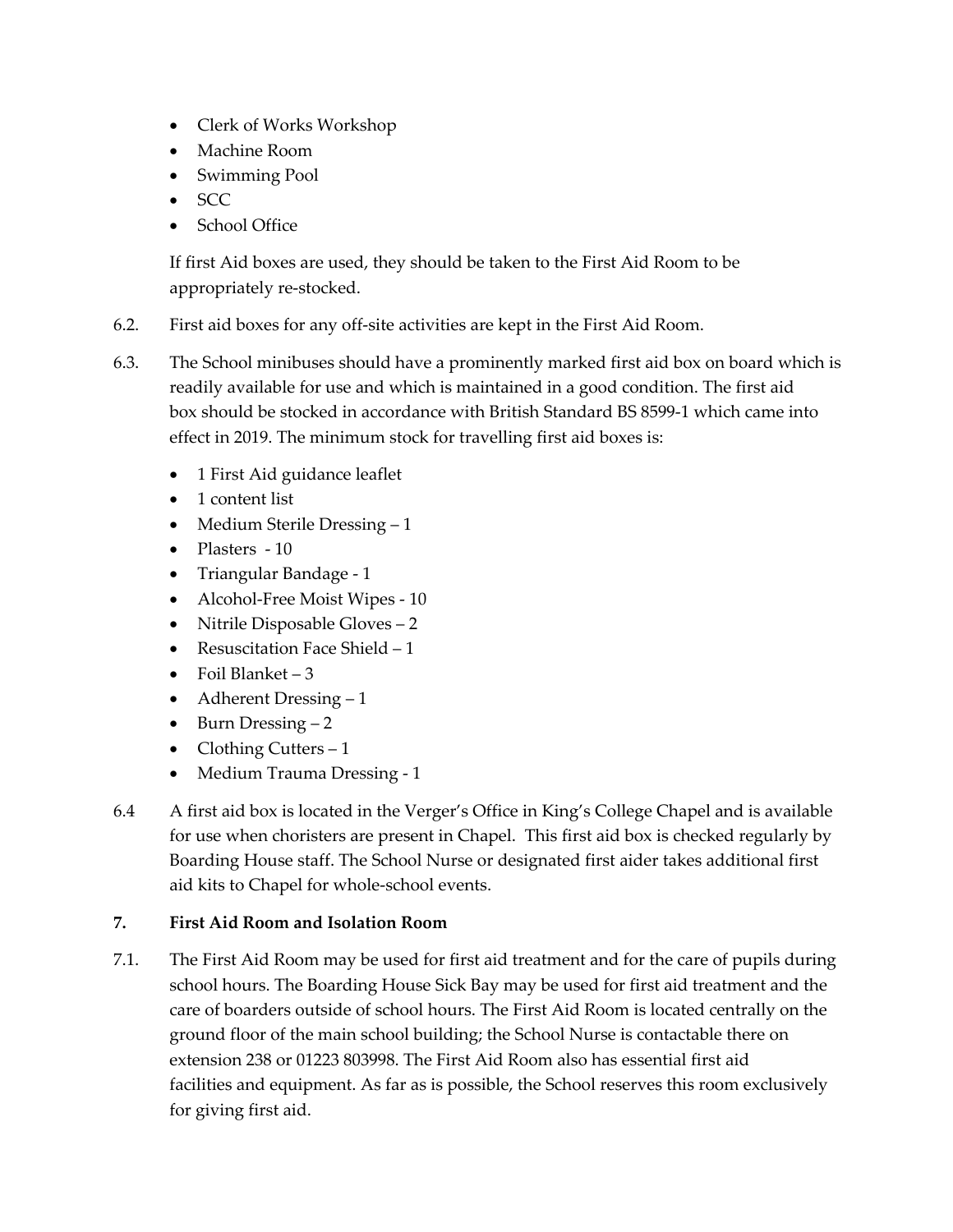- Clerk of Works Workshop
- Machine Room
- Swimming Pool
- SCC
- School Office

If first Aid boxes are used, they should be taken to the First Aid Room to be appropriately re-stocked.

6.2. First aid boxes for any off-site activities are kept in the First Aid Room.

6.3. The School minibuses should have a prominently marked first aid box on board which is readily available for use and which is maintained in a good condition. The first aid box should be stocked in accordance with British Standard BS 8599-1 which came into effect in 2019. The minimum stock for travelling first aid boxes is:

- 1 First Aid guidance leaflet
- 1 content list
- Medium Sterile Dressing – 1
- Plasters - 10
- Triangular Bandage - 1
- Alcohol-Free Moist Wipes - 10
- Nitrile Disposable Gloves – 2
- Resuscitation Face Shield – 1
- Foil Blanket – 3
- Adherent Dressing – 1
- Burn Dressing – 2
- Clothing Cutters – 1
- Medium Trauma Dressing - 1

6.4 A first aid box is located in the Verger's Office in King's College Chapel and is available for use when choristers are present in Chapel. This first aid box is checked regularly by Boarding House staff. The School Nurse or designated first aider takes additional first aid kits to Chapel for whole-school events.

**7. First Aid Room and Isolation Room**

7.1. The First Aid Room may be used for first aid treatment and for the care of pupils during school hours. The Boarding House Sick Bay may be used for first aid treatment and the care of boarders outside of school hours. The First Aid Room is located centrally on the ground floor of the main school building; the School Nurse is contactable there on extension 238 or 01223 803998. The First Aid Room also has essential first aid facilities and equipment. As far as is possible, the School reserves this room exclusively for giving first aid.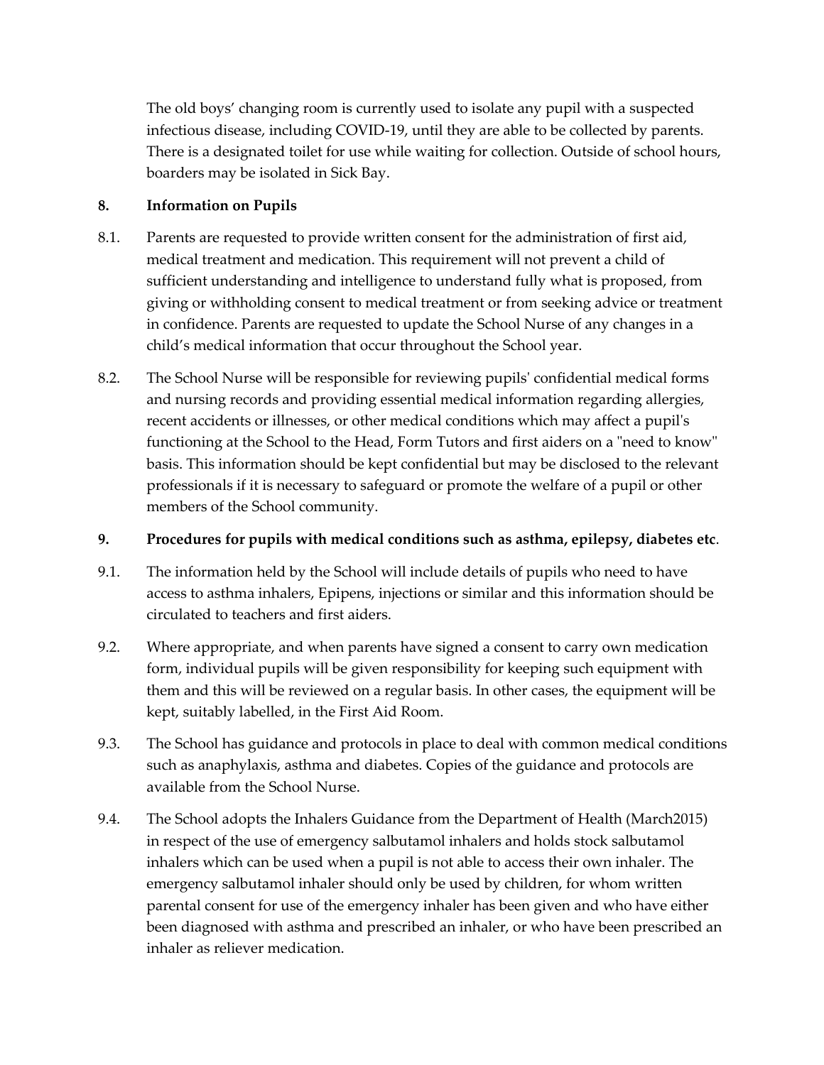The old boys' changing room is currently used to isolate any pupil with a suspected infectious disease, including COVID-19, until they are able to be collected by parents. There is a designated toilet for use while waiting for collection. Outside of school hours, boarders may be isolated in Sick Bay.

## 8. Information on Pupils

8.1. Parents are requested to provide written consent for the administration of first aid, medical treatment and medication. This requirement will not prevent a child of sufficient understanding and intelligence to understand fully what is proposed, from giving or withholding consent to medical treatment or from seeking advice or treatment in confidence. Parents are requested to update the School Nurse of any changes in a child's medical information that occur throughout the School year.

8.2. The School Nurse will be responsible for reviewing pupils' confidential medical forms and nursing records and providing essential medical information regarding allergies, recent accidents or illnesses, or other medical conditions which may affect a pupil's functioning at the School to the Head, Form Tutors and first aiders on a "need to know" basis. This information should be kept confidential but may be disclosed to the relevant professionals if it is necessary to safeguard or promote the welfare of a pupil or other members of the School community.

## 9. Procedures for pupils with medical conditions such as asthma, epilepsy, diabetes etc.

9.1. The information held by the School will include details of pupils who need to have access to asthma inhalers, Epipens, injections or similar and this information should be circulated to teachers and first aiders.

9.2. Where appropriate, and when parents have signed a consent to carry own medication form, individual pupils will be given responsibility for keeping such equipment with them and this will be reviewed on a regular basis. In other cases, the equipment will be kept, suitably labelled, in the First Aid Room.

9.3. The School has guidance and protocols in place to deal with common medical conditions such as anaphylaxis, asthma and diabetes. Copies of the guidance and protocols are available from the School Nurse.

9.4. The School adopts the Inhalers Guidance from the Department of Health (March2015) in respect of the use of emergency salbutamol inhalers and holds stock salbutamol inhalers which can be used when a pupil is not able to access their own inhaler. The emergency salbutamol inhaler should only be used by children, for whom written parental consent for use of the emergency inhaler has been given and who have either been diagnosed with asthma and prescribed an inhaler, or who have been prescribed an inhaler as reliever medication.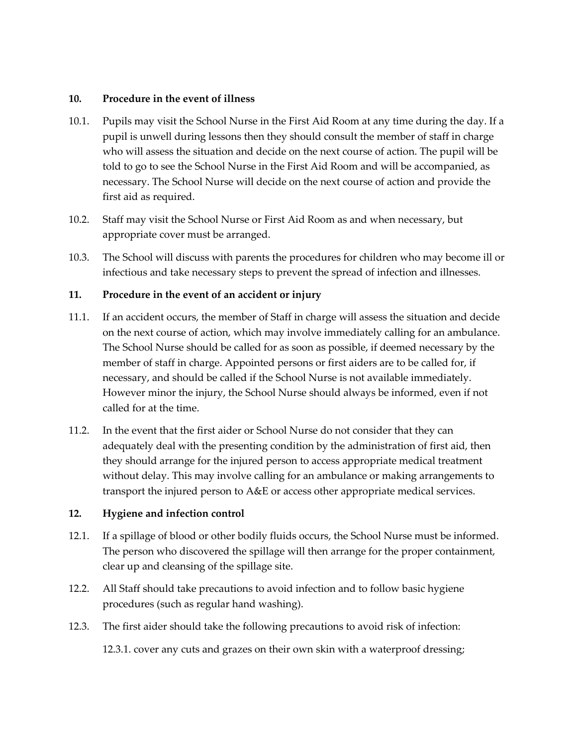## 10. Procedure in the event of illness

10.1. Pupils may visit the School Nurse in the First Aid Room at any time during the day. If a pupil is unwell during lessons then they should consult the member of staff in charge who will assess the situation and decide on the next course of action. The pupil will be told to go to see the School Nurse in the First Aid Room and will be accompanied, as necessary. The School Nurse will decide on the next course of action and provide the first aid as required.

10.2. Staff may visit the School Nurse or First Aid Room as and when necessary, but appropriate cover must be arranged.

10.3. The School will discuss with parents the procedures for children who may become ill or infectious and take necessary steps to prevent the spread of infection and illnesses.

## 11. Procedure in the event of an accident or injury

11.1. If an accident occurs, the member of Staff in charge will assess the situation and decide on the next course of action, which may involve immediately calling for an ambulance. The School Nurse should be called for as soon as possible, if deemed necessary by the member of staff in charge. Appointed persons or first aiders are to be called for, if necessary, and should be called if the School Nurse is not available immediately. However minor the injury, the School Nurse should always be informed, even if not called for at the time.

11.2. In the event that the first aider or School Nurse do not consider that they can adequately deal with the presenting condition by the administration of first aid, then they should arrange for the injured person to access appropriate medical treatment without delay. This may involve calling for an ambulance or making arrangements to transport the injured person to A&E or access other appropriate medical services.

## 12. Hygiene and infection control

12.1. If a spillage of blood or other bodily fluids occurs, the School Nurse must be informed. The person who discovered the spillage will then arrange for the proper containment, clear up and cleansing of the spillage site.

12.2. All Staff should take precautions to avoid infection and to follow basic hygiene procedures (such as regular hand washing).

12.3. The first aider should take the following precautions to avoid risk of infection:

12.3.1. cover any cuts and grazes on their own skin with a waterproof dressing;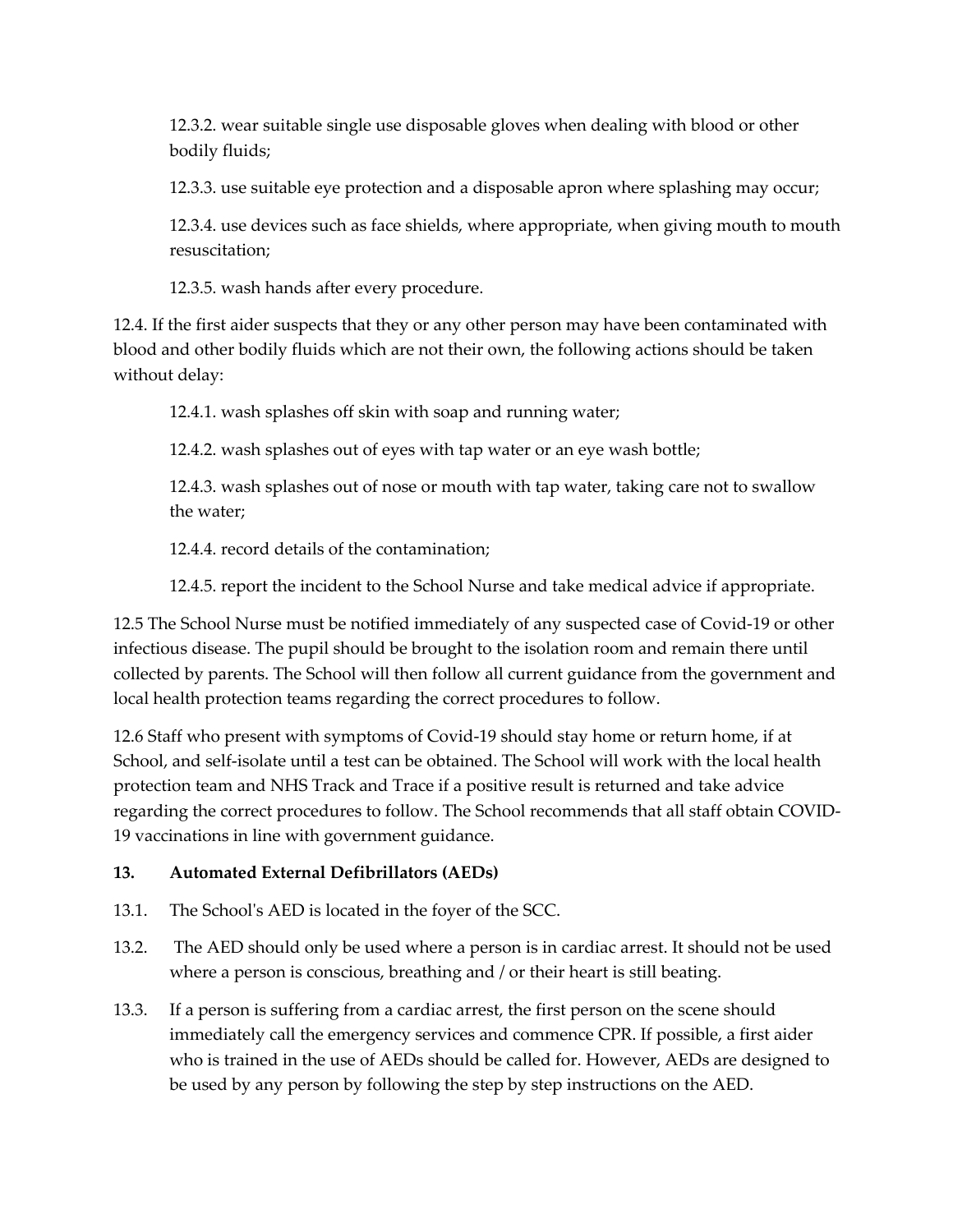12.3.2. wear suitable single use disposable gloves when dealing with blood or other bodily fluids;

12.3.3. use suitable eye protection and a disposable apron where splashing may occur;

12.3.4. use devices such as face shields, where appropriate, when giving mouth to mouth resuscitation;

12.3.5. wash hands after every procedure.

12.4. If the first aider suspects that they or any other person may have been contaminated with blood and other bodily fluids which are not their own, the following actions should be taken without delay:

12.4.1. wash splashes off skin with soap and running water;

12.4.2. wash splashes out of eyes with tap water or an eye wash bottle;

12.4.3. wash splashes out of nose or mouth with tap water, taking care not to swallow the water;

12.4.4. record details of the contamination;

12.4.5. report the incident to the School Nurse and take medical advice if appropriate.

12.5 The School Nurse must be notified immediately of any suspected case of Covid-19 or other infectious disease. The pupil should be brought to the isolation room and remain there until collected by parents. The School will then follow all current guidance from the government and local health protection teams regarding the correct procedures to follow.

12.6 Staff who present with symptoms of Covid-19 should stay home or return home, if at School, and self-isolate until a test can be obtained. The School will work with the local health protection team and NHS Track and Trace if a positive result is returned and take advice regarding the correct procedures to follow. The School recommends that all staff obtain COVID-19 vaccinations in line with government guidance.

## 13. Automated External Defibrillators (AEDs)

13.1. The School's AED is located in the foyer of the SCC.

13.2. The AED should only be used where a person is in cardiac arrest. It should not be used where a person is conscious, breathing and / or their heart is still beating.

13.3. If a person is suffering from a cardiac arrest, the first person on the scene should immediately call the emergency services and commence CPR. If possible, a first aider who is trained in the use of AEDs should be called for. However, AEDs are designed to be used by any person by following the step by step instructions on the AED.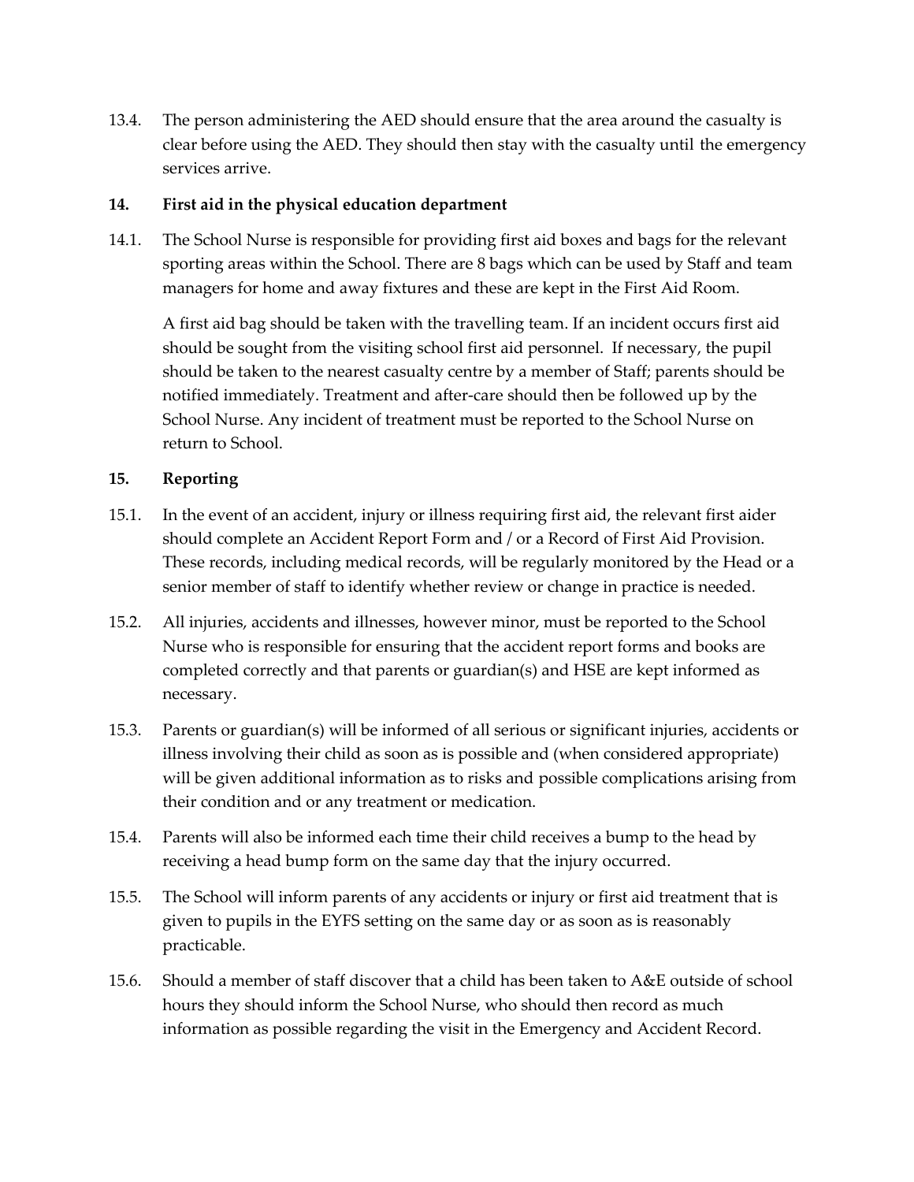13.4. The person administering the AED should ensure that the area around the casualty is clear before using the AED. They should then stay with the casualty until the emergency services arrive.

## 14. First aid in the physical education department

14.1. The School Nurse is responsible for providing first aid boxes and bags for the relevant sporting areas within the School. There are 8 bags which can be used by Staff and team managers for home and away fixtures and these are kept in the First Aid Room.

A first aid bag should be taken with the travelling team. If an incident occurs first aid should be sought from the visiting school first aid personnel. If necessary, the pupil should be taken to the nearest casualty centre by a member of Staff; parents should be notified immediately. Treatment and after-care should then be followed up by the School Nurse. Any incident of treatment must be reported to the School Nurse on return to School.

## 15. Reporting

15.1. In the event of an accident, injury or illness requiring first aid, the relevant first aider should complete an Accident Report Form and / or a Record of First Aid Provision. These records, including medical records, will be regularly monitored by the Head or a senior member of staff to identify whether review or change in practice is needed.

15.2. All injuries, accidents and illnesses, however minor, must be reported to the School Nurse who is responsible for ensuring that the accident report forms and books are completed correctly and that parents or guardian(s) and HSE are kept informed as necessary.

15.3. Parents or guardian(s) will be informed of all serious or significant injuries, accidents or illness involving their child as soon as is possible and (when considered appropriate) will be given additional information as to risks and possible complications arising from their condition and or any treatment or medication.

15.4. Parents will also be informed each time their child receives a bump to the head by receiving a head bump form on the same day that the injury occurred.

15.5. The School will inform parents of any accidents or injury or first aid treatment that is given to pupils in the EYFS setting on the same day or as soon as is reasonably practicable.

15.6. Should a member of staff discover that a child has been taken to A&E outside of school hours they should inform the School Nurse, who should then record as much information as possible regarding the visit in the Emergency and Accident Record.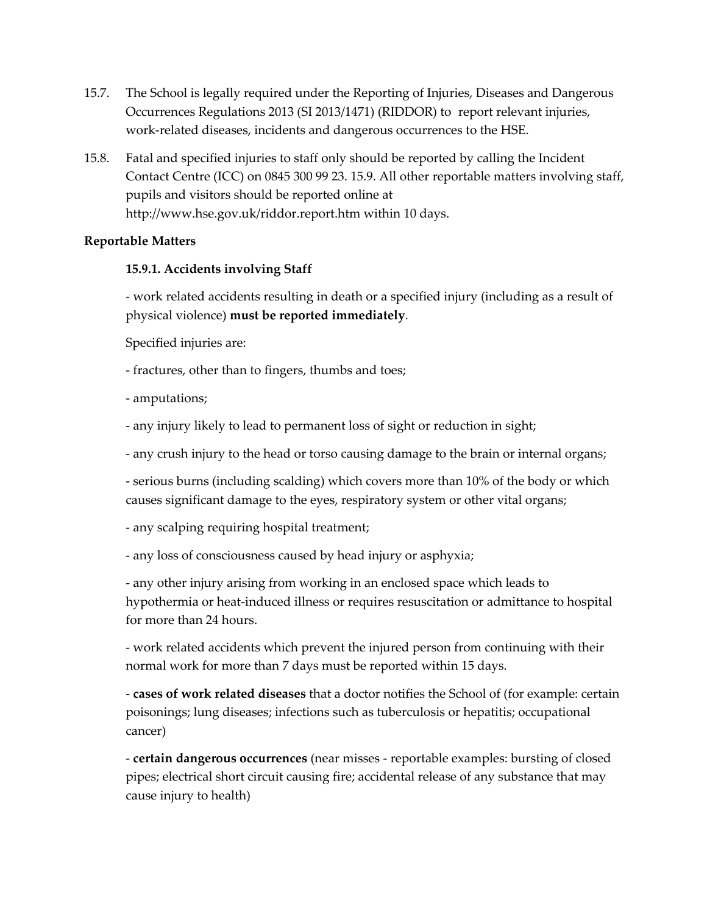15.7. The School is legally required under the Reporting of Injuries, Diseases and Dangerous Occurrences Regulations 2013 (SI 2013/1471) (RIDDOR) to report relevant injuries, work-related diseases, incidents and dangerous occurrences to the HSE.

15.8. Fatal and specified injuries to staff only should be reported by calling the Incident Contact Centre (ICC) on 0845 300 99 23. 15.9. All other reportable matters involving staff, pupils and visitors should be reported online at http://www.hse.gov.uk/riddor.report.htm within 10 days.

**Reportable Matters**

**15.9.1. Accidents involving Staff**

- work related accidents resulting in death or a specified injury (including as a result of physical violence) **must be reported immediately**.

Specified injuries are:

- fractures, other than to fingers, thumbs and toes;

- amputations;

- any injury likely to lead to permanent loss of sight or reduction in sight;

- any crush injury to the head or torso causing damage to the brain or internal organs;

- serious burns (including scalding) which covers more than 10% of the body or which causes significant damage to the eyes, respiratory system or other vital organs;

- any scalping requiring hospital treatment;

- any loss of consciousness caused by head injury or asphyxia;

- any other injury arising from working in an enclosed space which leads to hypothermia or heat-induced illness or requires resuscitation or admittance to hospital for more than 24 hours.

- work related accidents which prevent the injured person from continuing with their normal work for more than 7 days must be reported within 15 days.

- **cases of work related diseases** that a doctor notifies the School of (for example: certain poisonings; lung diseases; infections such as tuberculosis or hepatitis; occupational cancer)

- **certain dangerous occurrences** (near misses - reportable examples: bursting of closed pipes; electrical short circuit causing fire; accidental release of any substance that may cause injury to health)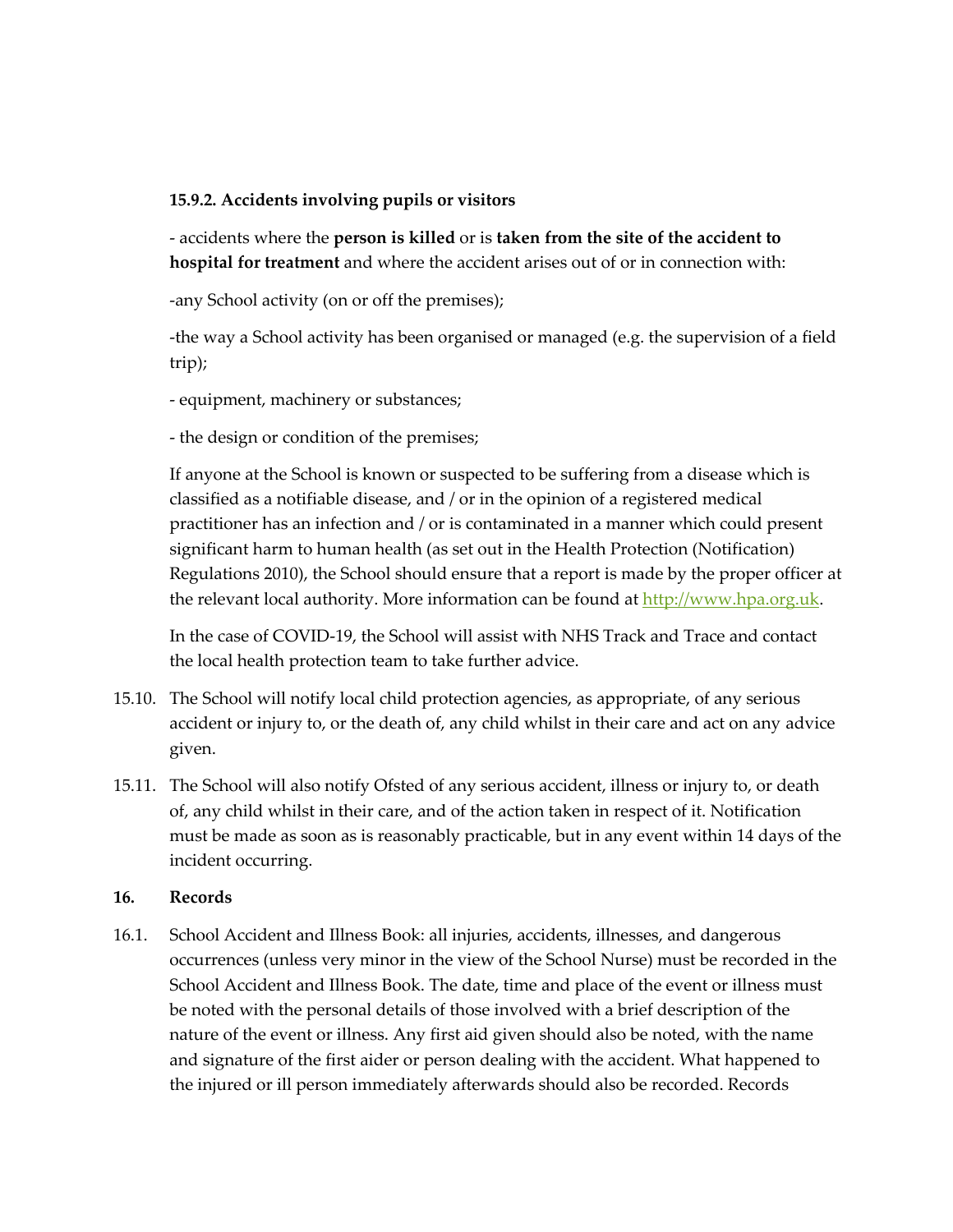**15.9.2. Accidents involving pupils or visitors**

- accidents where the **person is killed** or is **taken from the site of the accident to hospital for treatment** and where the accident arises out of or in connection with:

-any School activity (on or off the premises);

-the way a School activity has been organised or managed (e.g. the supervision of a field trip);

- equipment, machinery or substances;

- the design or condition of the premises;

If anyone at the School is known or suspected to be suffering from a disease which is classified as a notifiable disease, and / or in the opinion of a registered medical practitioner has an infection and / or is contaminated in a manner which could present significant harm to human health (as set out in the Health Protection (Notification) Regulations 2010), the School should ensure that a report is made by the proper officer at the relevant local authority. More information can be found at [http://www.hpa.org.uk](http://www.hpa.org.uk).

In the case of COVID-19, the School will assist with NHS Track and Trace and contact the local health protection team to take further advice.

15.10. The School will notify local child protection agencies, as appropriate, of any serious accident or injury to, or the death of, any child whilst in their care and act on any advice given.

15.11. The School will also notify Ofsted of any serious accident, illness or injury to, or death of, any child whilst in their care, and of the action taken in respect of it. Notification must be made as soon as is reasonably practicable, but in any event within 14 days of the incident occurring.

**16. Records**

16.1. School Accident and Illness Book: all injuries, accidents, illnesses, and dangerous occurrences (unless very minor in the view of the School Nurse) must be recorded in the School Accident and Illness Book. The date, time and place of the event or illness must be noted with the personal details of those involved with a brief description of the nature of the event or illness. Any first aid given should also be noted, with the name and signature of the first aider or person dealing with the accident. What happened to the injured or ill person immediately afterwards should also be recorded. Records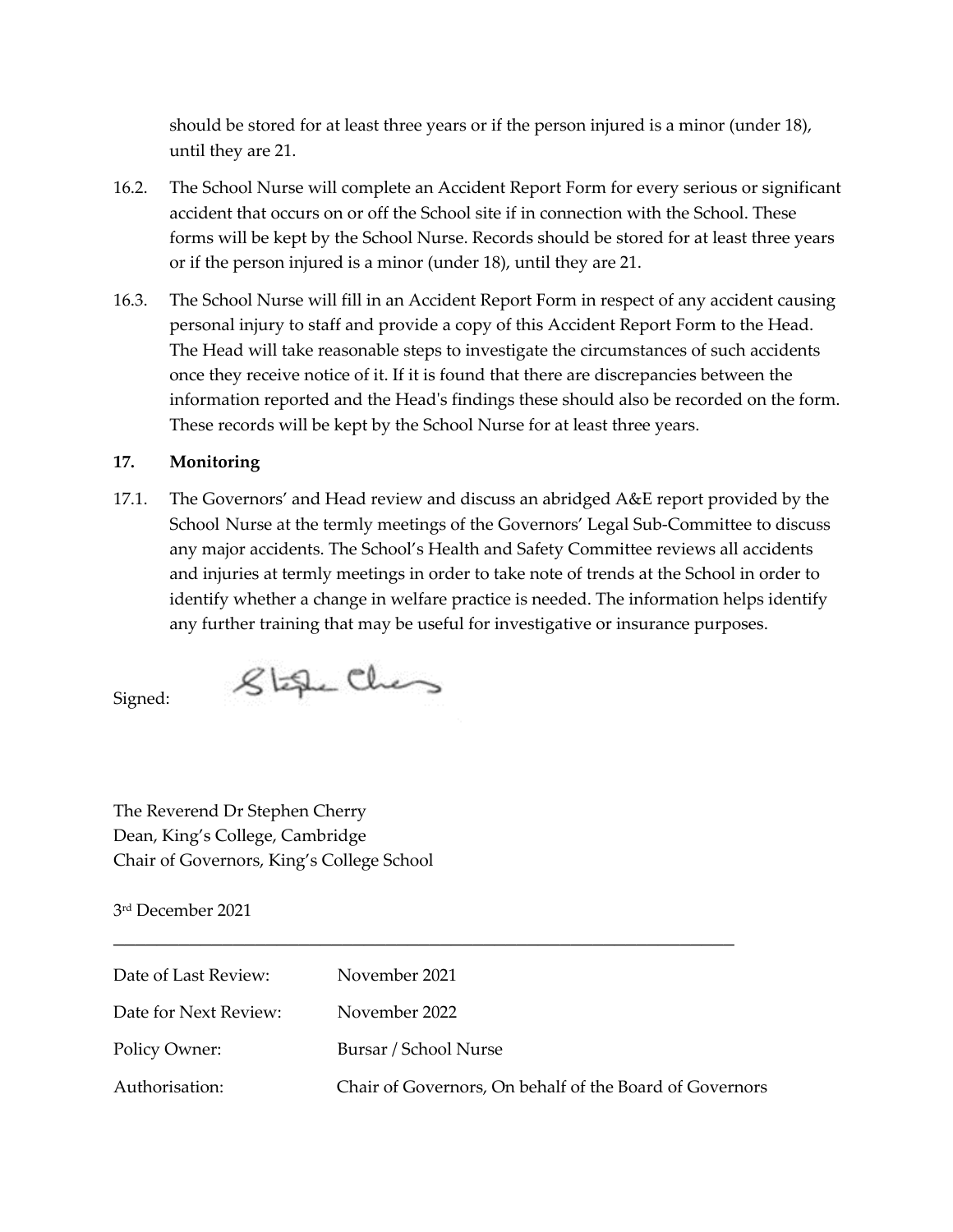should be stored for at least three years or if the person injured is a minor (under 18), until they are 21.

16.2. The School Nurse will complete an Accident Report Form for every serious or significant accident that occurs on or off the School site if in connection with the School. These forms will be kept by the School Nurse. Records should be stored for at least three years or if the person injured is a minor (under 18), until they are 21.

16.3. The School Nurse will fill in an Accident Report Form in respect of any accident causing personal injury to staff and provide a copy of this Accident Report Form to the Head. The Head will take reasonable steps to investigate the circumstances of such accidents once they receive notice of it. If it is found that there are discrepancies between the information reported and the Head's findings these should also be recorded on the form. These records will be kept by the School Nurse for at least three years.

## 17. Monitoring

17.1. The Governors' and Head review and discuss an abridged A&E report provided by the School Nurse at the termly meetings of the Governors' Legal Sub-Committee to discuss any major accidents. The School's Health and Safety Committee reviews all accidents and injuries at termly meetings in order to take note of trends at the School in order to identify whether a change in welfare practice is needed. The information helps identify any further training that may be useful for investigative or insurance purposes.

Signed: Stephen Cherry

The Reverend Dr Stephen Cherry
Dean, King's College, Cambridge
Chair of Governors, King's College School

3rd December 2021

---

| | |
|---|---|
| Date of Last Review: | November 2021 |
| Date for Next Review: | November 2022 |
| Policy Owner: | Bursar / School Nurse |
| Authorisation: | Chair of Governors, On behalf of the Board of Governors |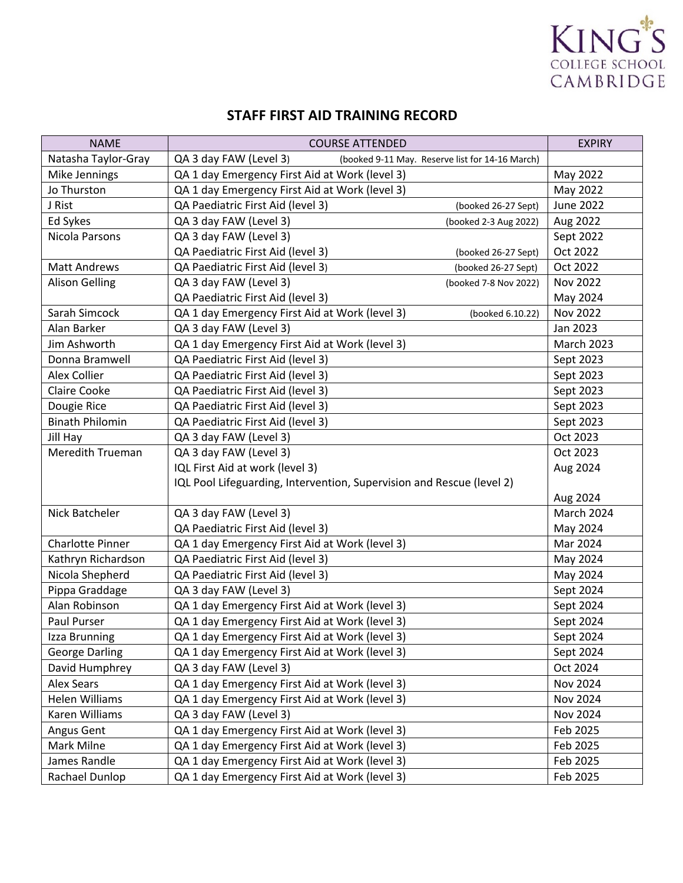# STAFF FIRST AID TRAINING RECORD

| NAME | COURSE ATTENDED | EXPIRY |
|---|---|---|
| Natasha Taylor-Gray | QA 3 day FAW (Level 3) (booked 9-11 May. Reserve list for 14-16 March) | |
| Mike Jennings | QA 1 day Emergency First Aid at Work (level 3) | May 2022 |
| Jo Thurston | QA 1 day Emergency First Aid at Work (level 3) | May 2022 |
| J Rist | QA Paediatric First Aid (level 3) (booked 26-27 Sept) | June 2022 |
| Ed Sykes | QA 3 day FAW (Level 3) (booked 2-3 Aug 2022) | Aug 2022 |
| Nicola Parsons | QA 3 day FAW (Level 3) | Sept 2022 |
| | QA Paediatric First Aid (level 3) (booked 26-27 Sept) | Oct 2022 |
| Matt Andrews | QA Paediatric First Aid (level 3) (booked 26-27 Sept) | Oct 2022 |
| Alison Gelling | QA 3 day FAW (Level 3) (booked 7-8 Nov 2022) | Nov 2022 |
| | QA Paediatric First Aid (level 3) | May 2024 |
| Sarah Simcock | QA 1 day Emergency First Aid at Work (level 3) (booked 6.10.22) | Nov 2022 |
| Alan Barker | QA 3 day FAW (Level 3) | Jan 2023 |
| Jim Ashworth | QA 1 day Emergency First Aid at Work (level 3) | March 2023 |
| Donna Bramwell | QA Paediatric First Aid (level 3) | Sept 2023 |
| Alex Collier | QA Paediatric First Aid (level 3) | Sept 2023 |
| Claire Cooke | QA Paediatric First Aid (level 3) | Sept 2023 |
| Dougie Rice | QA Paediatric First Aid (level 3) | Sept 2023 |
| Binath Philomin | QA Paediatric First Aid (level 3) | Sept 2023 |
| Jill Hay | QA 3 day FAW (Level 3) | Oct 2023 |
| Meredith Trueman | QA 3 day FAW (Level 3) | Oct 2023 |
| | IQL First Aid at work (level 3) | Aug 2024 |
| | IQL Pool Lifeguarding, Intervention, Supervision and Rescue (level 2) | Aug 2024 |
| Nick Batcheler | QA 3 day FAW (Level 3) | March 2024 |
| | QA Paediatric First Aid (level 3) | May 2024 |
| Charlotte Pinner | QA 1 day Emergency First Aid at Work (level 3) | Mar 2024 |
| Kathryn Richardson | QA Paediatric First Aid (level 3) | May 2024 |
| Nicola Shepherd | QA Paediatric First Aid (level 3) | May 2024 |
| Pippa Graddage | QA 3 day FAW (Level 3) | Sept 2024 |
| Alan Robinson | QA 1 day Emergency First Aid at Work (level 3) | Sept 2024 |
| Paul Purser | QA 1 day Emergency First Aid at Work (level 3) | Sept 2024 |
| Izza Brunning | QA 1 day Emergency First Aid at Work (level 3) | Sept 2024 |
| George Darling | QA 1 day Emergency First Aid at Work (level 3) | Sept 2024 |
| David Humphrey | QA 3 day FAW (Level 3) | Oct 2024 |
| Alex Sears | QA 1 day Emergency First Aid at Work (level 3) | Nov 2024 |
| Helen Williams | QA 1 day Emergency First Aid at Work (level 3) | Nov 2024 |
| Karen Williams | QA 3 day FAW (Level 3) | Nov 2024 |
| Angus Gent | QA 1 day Emergency First Aid at Work (level 3) | Feb 2025 |
| Mark Milne | QA 1 day Emergency First Aid at Work (level 3) | Feb 2025 |
| James Randle | QA 1 day Emergency First Aid at Work (level 3) | Feb 2025 |
| Rachael Dunlop | QA 1 day Emergency First Aid at Work (level 3) | Feb 2025 |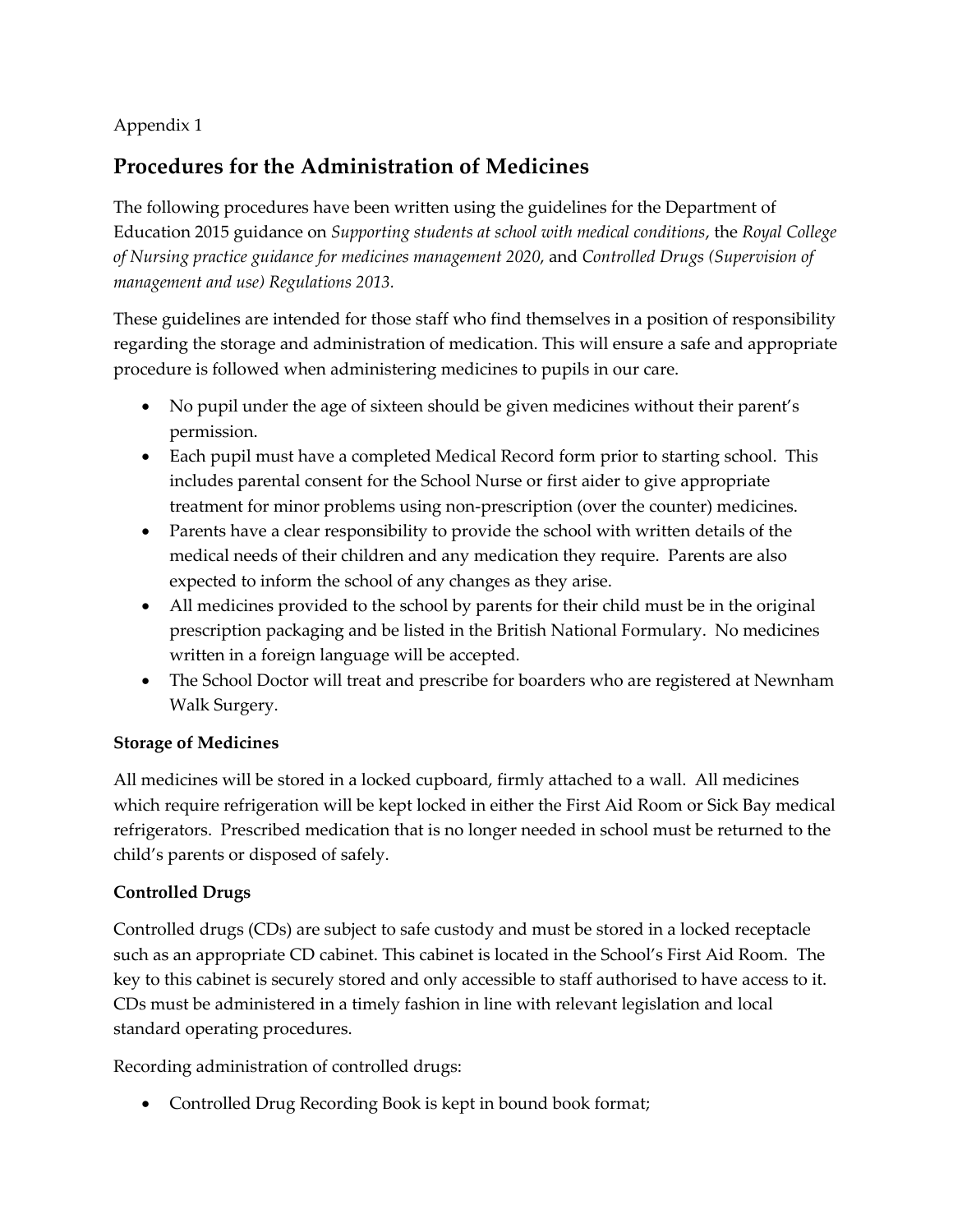Appendix 1

## Procedures for the Administration of Medicines

The following procedures have been written using the guidelines for the Department of Education 2015 guidance on *Supporting students at school with medical conditions*, the *Royal College of Nursing practice guidance for medicines management 2020*, and *Controlled Drugs (Supervision of management and use) Regulations 2013.*

These guidelines are intended for those staff who find themselves in a position of responsibility regarding the storage and administration of medication. This will ensure a safe and appropriate procedure is followed when administering medicines to pupils in our care.

- No pupil under the age of sixteen should be given medicines without their parent's permission.
- Each pupil must have a completed Medical Record form prior to starting school. This includes parental consent for the School Nurse or first aider to give appropriate treatment for minor problems using non-prescription (over the counter) medicines.
- Parents have a clear responsibility to provide the school with written details of the medical needs of their children and any medication they require. Parents are also expected to inform the school of any changes as they arise.
- All medicines provided to the school by parents for their child must be in the original prescription packaging and be listed in the British National Formulary. No medicines written in a foreign language will be accepted.
- The School Doctor will treat and prescribe for boarders who are registered at Newnham Walk Surgery.

**Storage of Medicines**

All medicines will be stored in a locked cupboard, firmly attached to a wall. All medicines which require refrigeration will be kept locked in either the First Aid Room or Sick Bay medical refrigerators. Prescribed medication that is no longer needed in school must be returned to the child's parents or disposed of safely.

**Controlled Drugs**

Controlled drugs (CDs) are subject to safe custody and must be stored in a locked receptacle such as an appropriate CD cabinet. This cabinet is located in the School's First Aid Room. The key to this cabinet is securely stored and only accessible to staff authorised to have access to it. CDs must be administered in a timely fashion in line with relevant legislation and local standard operating procedures.

Recording administration of controlled drugs:

- Controlled Drug Recording Book is kept in bound book format;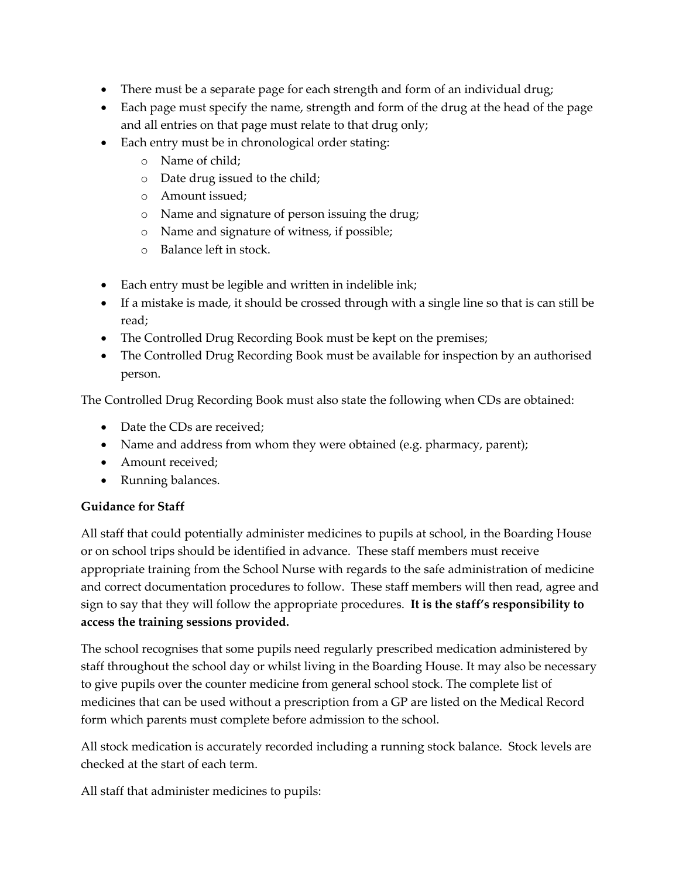- There must be a separate page for each strength and form of an individual drug;
- Each page must specify the name, strength and form of the drug at the head of the page and all entries on that page must relate to that drug only;
- Each entry must be in chronological order stating:
    - Name of child;
    - Date drug issued to the child;
    - Amount issued;
    - Name and signature of person issuing the drug;
    - Name and signature of witness, if possible;
    - Balance left in stock.

- Each entry must be legible and written in indelible ink;
- If a mistake is made, it should be crossed through with a single line so that is can still be read;
- The Controlled Drug Recording Book must be kept on the premises;
- The Controlled Drug Recording Book must be available for inspection by an authorised person.

The Controlled Drug Recording Book must also state the following when CDs are obtained:

- Date the CDs are received;
- Name and address from whom they were obtained (e.g. pharmacy, parent);
- Amount received;
- Running balances.

**Guidance for Staff**

All staff that could potentially administer medicines to pupils at school, in the Boarding House or on school trips should be identified in advance. These staff members must receive appropriate training from the School Nurse with regards to the safe administration of medicine and correct documentation procedures to follow. These staff members will then read, agree and sign to say that they will follow the appropriate procedures. **It is the staff's responsibility to access the training sessions provided.**

The school recognises that some pupils need regularly prescribed medication administered by staff throughout the school day or whilst living in the Boarding House. It may also be necessary to give pupils over the counter medicine from general school stock. The complete list of medicines that can be used without a prescription from a GP are listed on the Medical Record form which parents must complete before admission to the school.

All stock medication is accurately recorded including a running stock balance. Stock levels are checked at the start of each term.

All staff that administer medicines to pupils: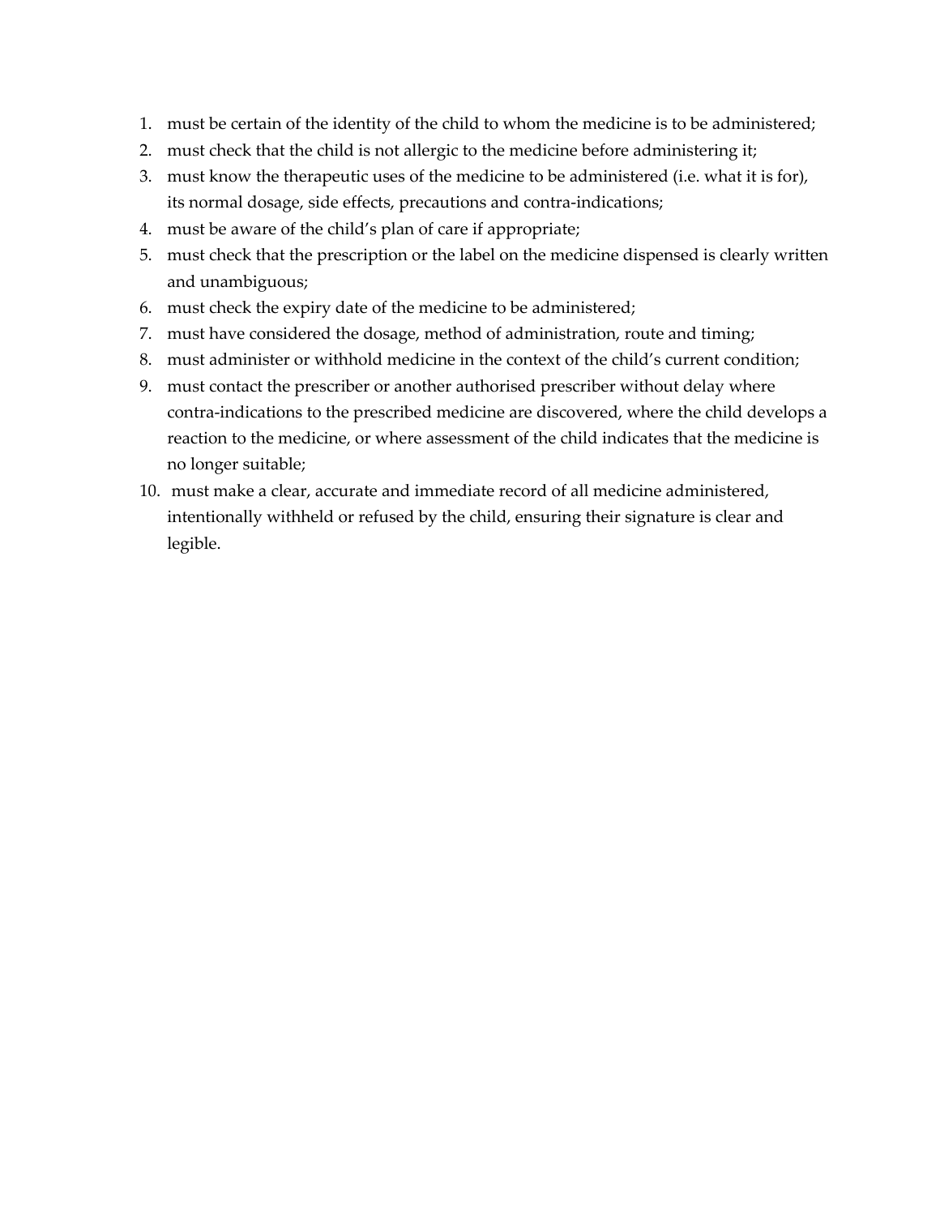1. must be certain of the identity of the child to whom the medicine is to be administered;
2. must check that the child is not allergic to the medicine before administering it;
3. must know the therapeutic uses of the medicine to be administered (i.e. what it is for), its normal dosage, side effects, precautions and contra-indications;
4. must be aware of the child's plan of care if appropriate;
5. must check that the prescription or the label on the medicine dispensed is clearly written and unambiguous;
6. must check the expiry date of the medicine to be administered;
7. must have considered the dosage, method of administration, route and timing;
8. must administer or withhold medicine in the context of the child's current condition;
9. must contact the prescriber or another authorised prescriber without delay where contra-indications to the prescribed medicine are discovered, where the child develops a reaction to the medicine, or where assessment of the child indicates that the medicine is no longer suitable;
10. must make a clear, accurate and immediate record of all medicine administered, intentionally withheld or refused by the child, ensuring their signature is clear and legible.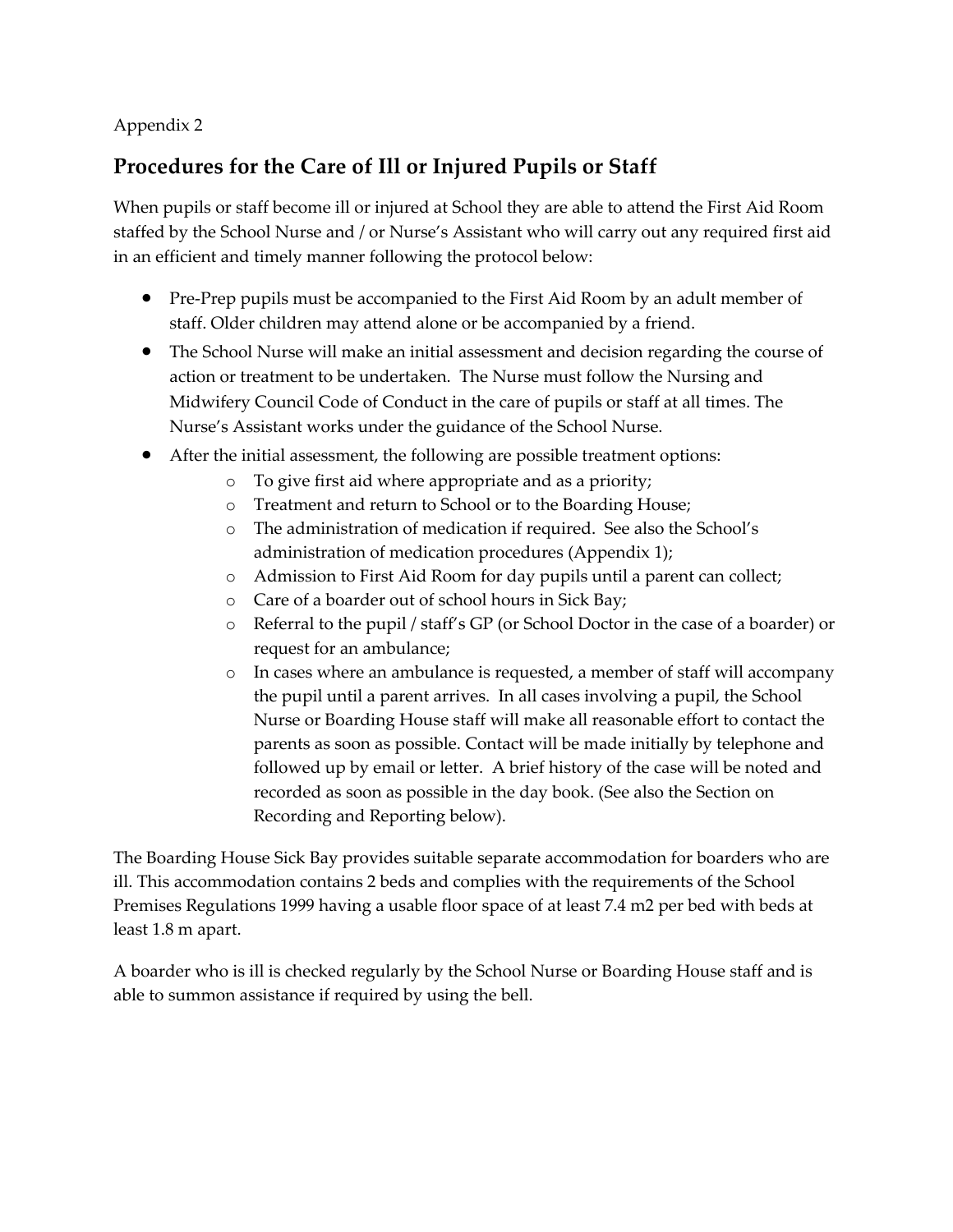Appendix 2

## Procedures for the Care of Ill or Injured Pupils or Staff

When pupils or staff become ill or injured at School they are able to attend the First Aid Room staffed by the School Nurse and / or Nurse's Assistant who will carry out any required first aid in an efficient and timely manner following the protocol below:

- Pre-Prep pupils must be accompanied to the First Aid Room by an adult member of staff. Older children may attend alone or be accompanied by a friend.
- The School Nurse will make an initial assessment and decision regarding the course of action or treatment to be undertaken. The Nurse must follow the Nursing and Midwifery Council Code of Conduct in the care of pupils or staff at all times. The Nurse's Assistant works under the guidance of the School Nurse.
- After the initial assessment, the following are possible treatment options:
    - To give first aid where appropriate and as a priority;
    - Treatment and return to School or to the Boarding House;
    - The administration of medication if required. See also the School's administration of medication procedures (Appendix 1);
    - Admission to First Aid Room for day pupils until a parent can collect;
    - Care of a boarder out of school hours in Sick Bay;
    - Referral to the pupil / staff's GP (or School Doctor in the case of a boarder) or request for an ambulance;
    - In cases where an ambulance is requested, a member of staff will accompany the pupil until a parent arrives. In all cases involving a pupil, the School Nurse or Boarding House staff will make all reasonable effort to contact the parents as soon as possible. Contact will be made initially by telephone and followed up by email or letter. A brief history of the case will be noted and recorded as soon as possible in the day book. (See also the Section on Recording and Reporting below).

The Boarding House Sick Bay provides suitable separate accommodation for boarders who are ill. This accommodation contains 2 beds and complies with the requirements of the School Premises Regulations 1999 having a usable floor space of at least 7.4 $m^2$ per bed with beds at least 1.8 m apart.

A boarder who is ill is checked regularly by the School Nurse or Boarding House staff and is able to summon assistance if required by using the bell.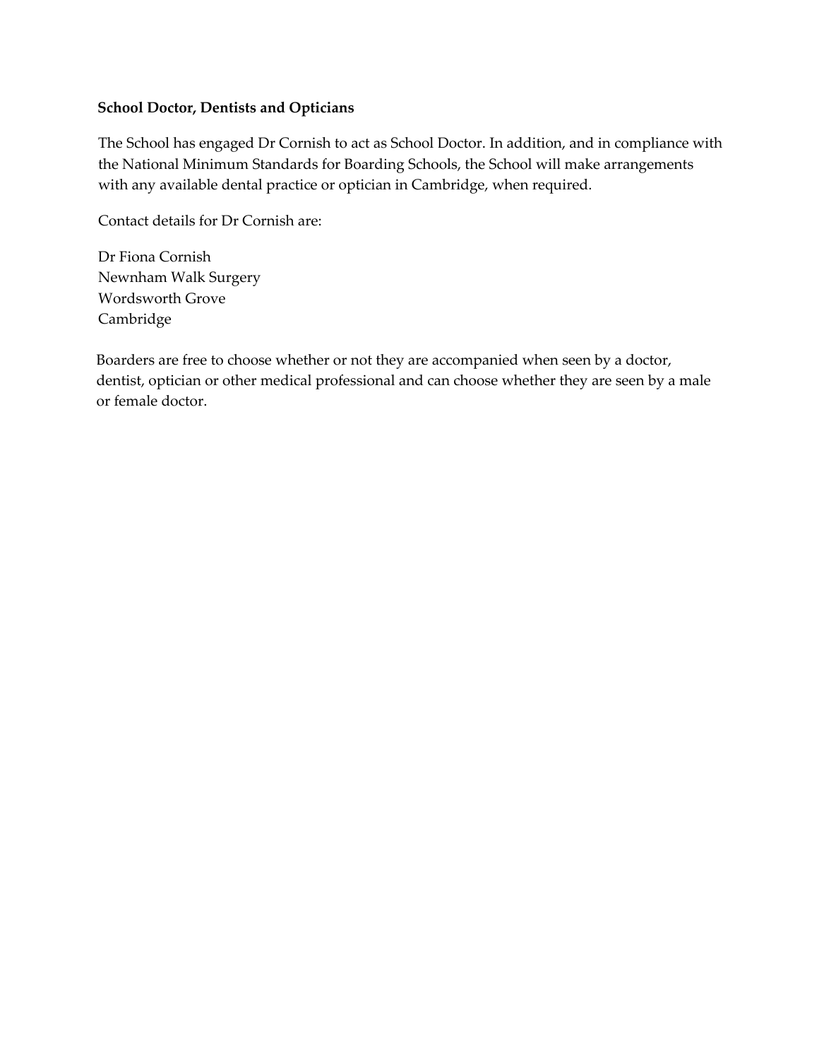**School Doctor, Dentists and Opticians**

The School has engaged Dr Cornish to act as School Doctor. In addition, and in compliance with the National Minimum Standards for Boarding Schools, the School will make arrangements with any available dental practice or optician in Cambridge, when required.

Contact details for Dr Cornish are:

Dr Fiona Cornish  
Newnham Walk Surgery  
Wordsworth Grove  
Cambridge

Boarders are free to choose whether or not they are accompanied when seen by a doctor, dentist, optician or other medical professional and can choose whether they are seen by a male or female doctor.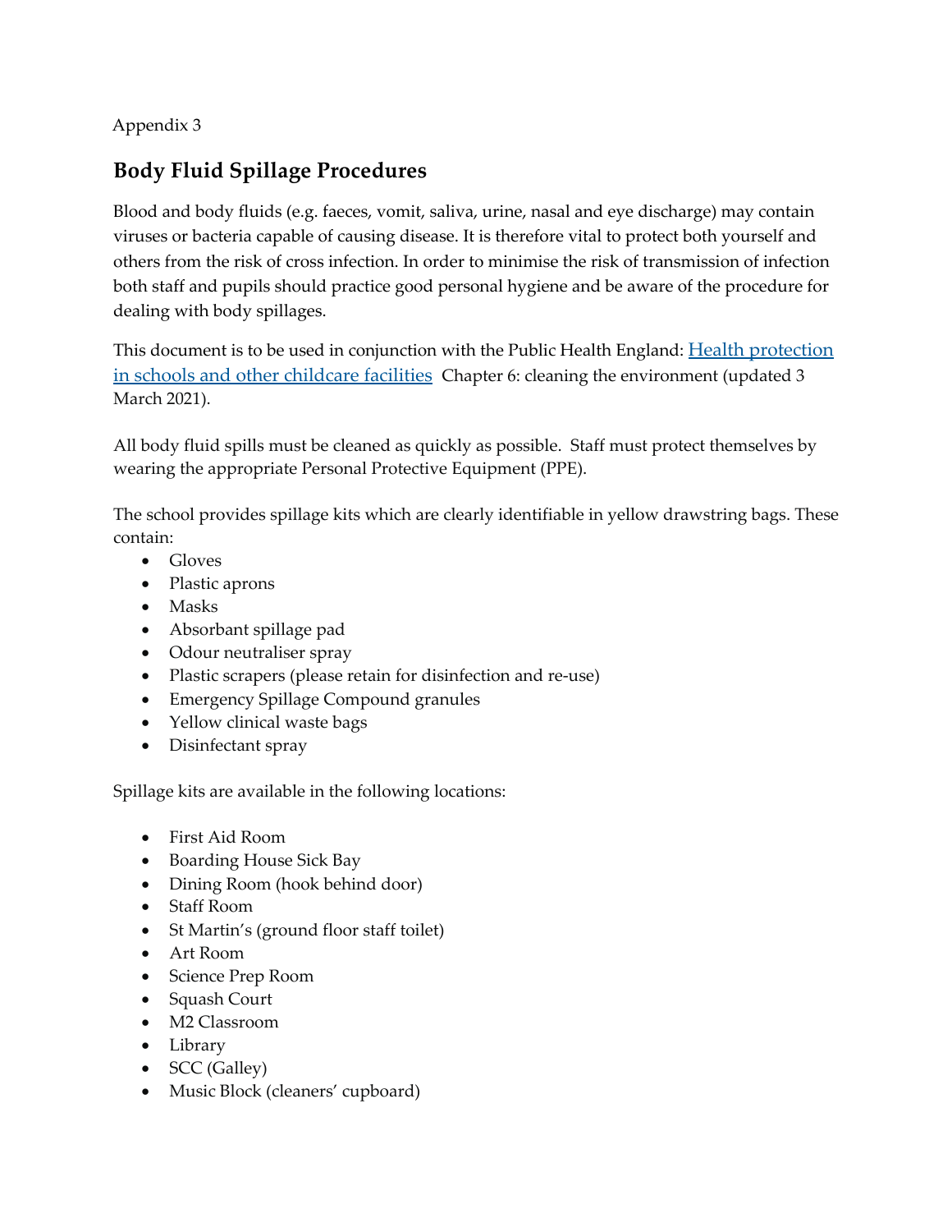Appendix 3

## Body Fluid Spillage Procedures

Blood and body fluids (e.g. faeces, vomit, saliva, urine, nasal and eye discharge) may contain viruses or bacteria capable of causing disease. It is therefore vital to protect both yourself and others from the risk of cross infection. In order to minimise the risk of transmission of infection both staff and pupils should practice good personal hygiene and be aware of the procedure for dealing with body spillages.

This document is to be used in conjunction with the Public Health England: [Health protection in schools and other childcare facilities](Health protection in schools and other childcare facilities) Chapter 6: cleaning the environment (updated 3 March 2021).

All body fluid spills must be cleaned as quickly as possible. Staff must protect themselves by wearing the appropriate Personal Protective Equipment (PPE).

The school provides spillage kits which are clearly identifiable in yellow drawstring bags. These contain:

- Gloves
- Plastic aprons
- Masks
- Absorbant spillage pad
- Odour neutraliser spray
- Plastic scrapers (please retain for disinfection and re-use)
- Emergency Spillage Compound granules
- Yellow clinical waste bags
- Disinfectant spray

Spillage kits are available in the following locations:

- First Aid Room
- Boarding House Sick Bay
- Dining Room (hook behind door)
- Staff Room
- St Martin's (ground floor staff toilet)
- Art Room
- Science Prep Room
- Squash Court
- M2 Classroom
- Library
- SCC (Galley)
- Music Block (cleaners' cupboard)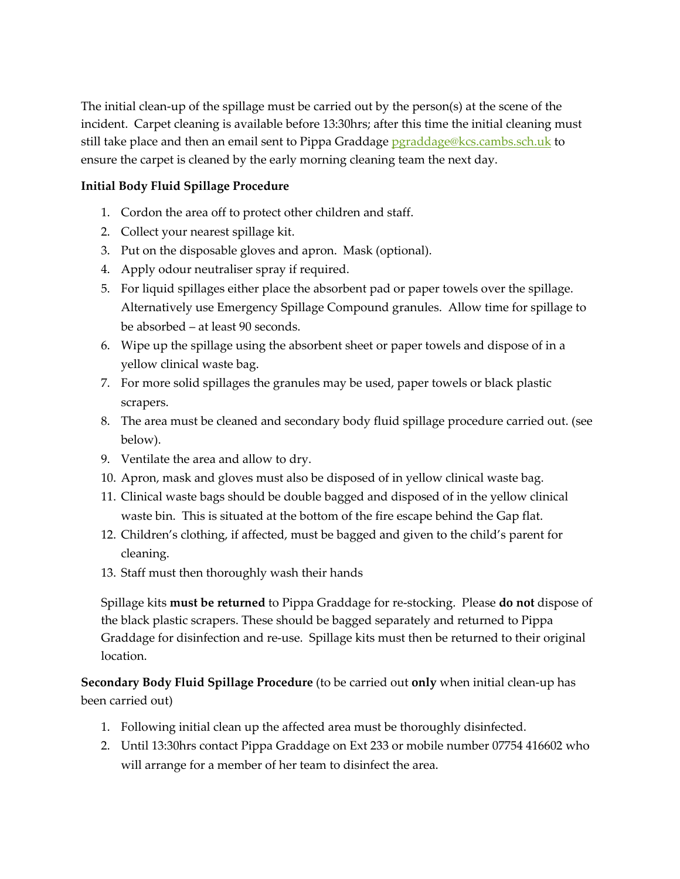The initial clean-up of the spillage must be carried out by the person(s) at the scene of the incident. Carpet cleaning is available before 13:30hrs; after this time the initial cleaning must still take place and then an email sent to Pippa Graddage pgraddage@kcs.cambs.sch.uk to ensure the carpet is cleaned by the early morning cleaning team the next day.

**Initial Body Fluid Spillage Procedure**

1. Cordon the area off to protect other children and staff.
2. Collect your nearest spillage kit.
3. Put on the disposable gloves and apron. Mask (optional).
4. Apply odour neutraliser spray if required.
5. For liquid spillages either place the absorbent pad or paper towels over the spillage. Alternatively use Emergency Spillage Compound granules. Allow time for spillage to be absorbed – at least 90 seconds.
6. Wipe up the spillage using the absorbent sheet or paper towels and dispose of in a yellow clinical waste bag.
7. For more solid spillages the granules may be used, paper towels or black plastic scrapers.
8. The area must be cleaned and secondary body fluid spillage procedure carried out. (see below).
9. Ventilate the area and allow to dry.
10. Apron, mask and gloves must also be disposed of in yellow clinical waste bag.
11. Clinical waste bags should be double bagged and disposed of in the yellow clinical waste bin. This is situated at the bottom of the fire escape behind the Gap flat.
12. Children's clothing, if affected, must be bagged and given to the child's parent for cleaning.
13. Staff must then thoroughly wash their hands

Spillage kits **must be returned** to Pippa Graddage for re-stocking. Please **do not** dispose of the black plastic scrapers. These should be bagged separately and returned to Pippa Graddage for disinfection and re-use. Spillage kits must then be returned to their original location.

**Secondary Body Fluid Spillage Procedure** (to be carried out **only** when initial clean-up has been carried out)

1. Following initial clean up the affected area must be thoroughly disinfected.
2. Until 13:30hrs contact Pippa Graddage on Ext 233 or mobile number 07754 416602 who will arrange for a member of her team to disinfect the area.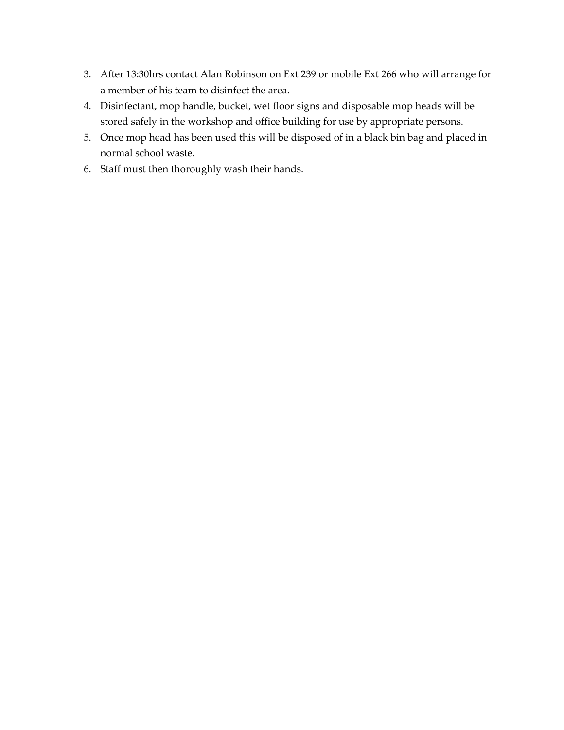3. After 13:30hrs contact Alan Robinson on Ext 239 or mobile Ext 266 who will arrange for a member of his team to disinfect the area.
4. Disinfectant, mop handle, bucket, wet floor signs and disposable mop heads will be stored safely in the workshop and office building for use by appropriate persons.
5. Once mop head has been used this will be disposed of in a black bin bag and placed in normal school waste.
6. Staff must then thoroughly wash their hands.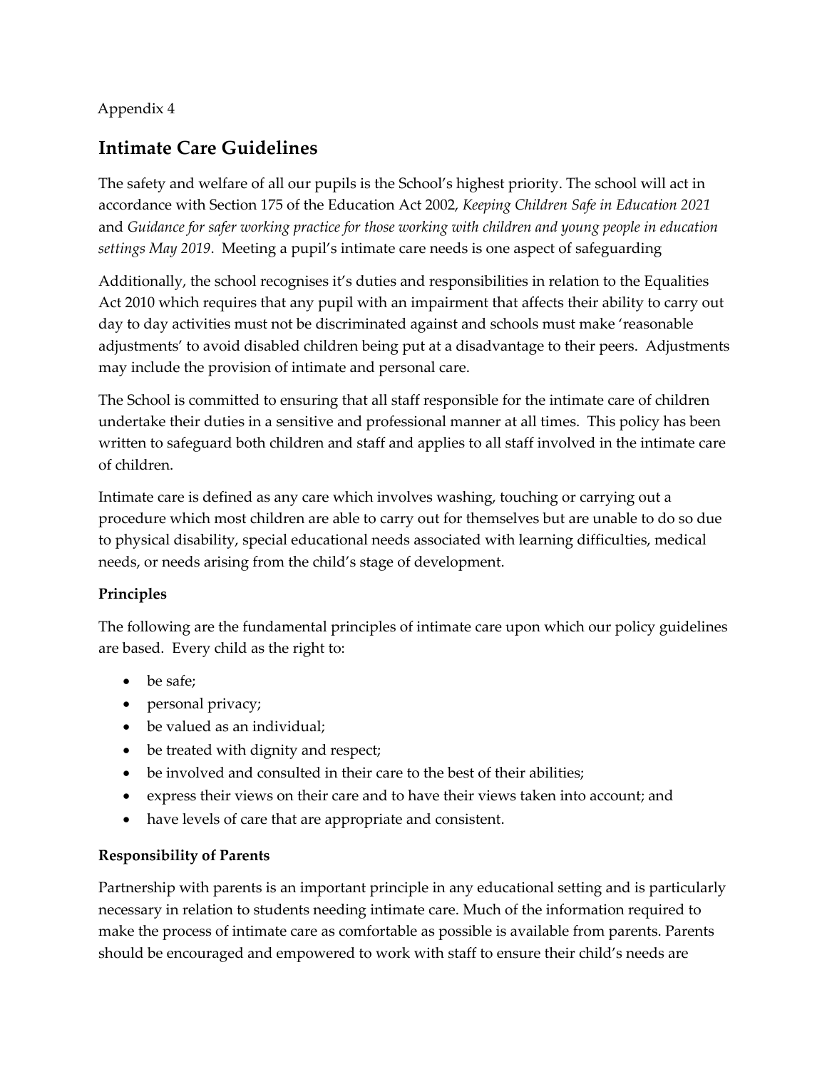Appendix 4

## Intimate Care Guidelines

The safety and welfare of all our pupils is the School's highest priority. The school will act in accordance with Section 175 of the Education Act 2002, *Keeping Children Safe in Education 2021* and *Guidance for safer working practice for those working with children and young people in education settings May 2019*. Meeting a pupil's intimate care needs is one aspect of safeguarding

Additionally, the school recognises it's duties and responsibilities in relation to the Equalities Act 2010 which requires that any pupil with an impairment that affects their ability to carry out day to day activities must not be discriminated against and schools must make 'reasonable adjustments' to avoid disabled children being put at a disadvantage to their peers. Adjustments may include the provision of intimate and personal care.

The School is committed to ensuring that all staff responsible for the intimate care of children undertake their duties in a sensitive and professional manner at all times. This policy has been written to safeguard both children and staff and applies to all staff involved in the intimate care of children.

Intimate care is defined as any care which involves washing, touching or carrying out a procedure which most children are able to carry out for themselves but are unable to do so due to physical disability, special educational needs associated with learning difficulties, medical needs, or needs arising from the child's stage of development.

**Principles**

The following are the fundamental principles of intimate care upon which our policy guidelines are based. Every child as the right to:

- be safe;
- personal privacy;
- be valued as an individual;
- be treated with dignity and respect;
- be involved and consulted in their care to the best of their abilities;
- express their views on their care and to have their views taken into account; and
- have levels of care that are appropriate and consistent.

**Responsibility of Parents**

Partnership with parents is an important principle in any educational setting and is particularly necessary in relation to students needing intimate care. Much of the information required to make the process of intimate care as comfortable as possible is available from parents. Parents should be encouraged and empowered to work with staff to ensure their child's needs are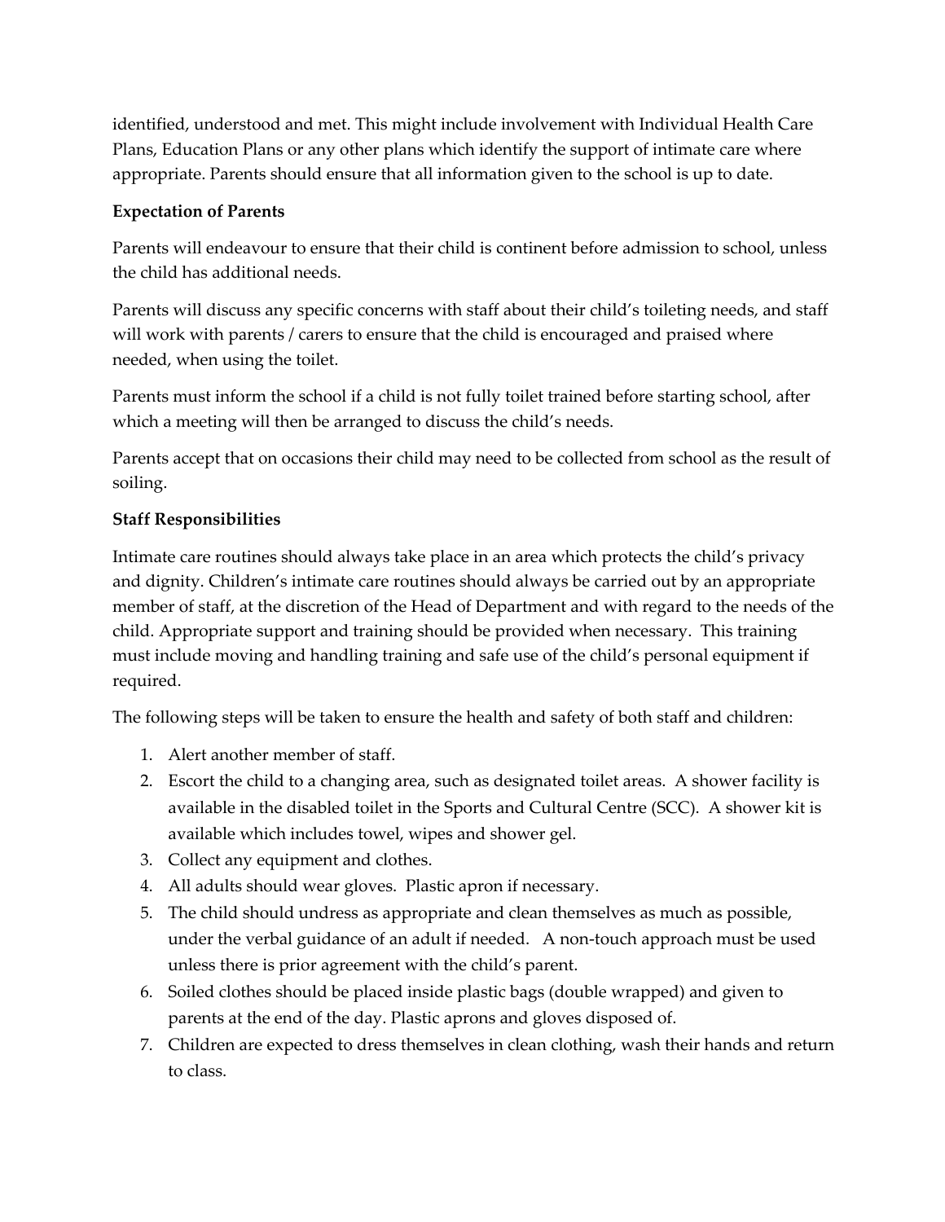identified, understood and met. This might include involvement with Individual Health Care Plans, Education Plans or any other plans which identify the support of intimate care where appropriate. Parents should ensure that all information given to the school is up to date.

**Expectation of Parents**

Parents will endeavour to ensure that their child is continent before admission to school, unless the child has additional needs.

Parents will discuss any specific concerns with staff about their child's toileting needs, and staff will work with parents / carers to ensure that the child is encouraged and praised where needed, when using the toilet.

Parents must inform the school if a child is not fully toilet trained before starting school, after which a meeting will then be arranged to discuss the child's needs.

Parents accept that on occasions their child may need to be collected from school as the result of soiling.

**Staff Responsibilities**

Intimate care routines should always take place in an area which protects the child's privacy and dignity. Children's intimate care routines should always be carried out by an appropriate member of staff, at the discretion of the Head of Department and with regard to the needs of the child. Appropriate support and training should be provided when necessary. This training must include moving and handling training and safe use of the child's personal equipment if required.

The following steps will be taken to ensure the health and safety of both staff and children:

1. Alert another member of staff.
2. Escort the child to a changing area, such as designated toilet areas. A shower facility is available in the disabled toilet in the Sports and Cultural Centre (SCC). A shower kit is available which includes towel, wipes and shower gel.
3. Collect any equipment and clothes.
4. All adults should wear gloves. Plastic apron if necessary.
5. The child should undress as appropriate and clean themselves as much as possible, under the verbal guidance of an adult if needed. A non-touch approach must be used unless there is prior agreement with the child's parent.
6. Soiled clothes should be placed inside plastic bags (double wrapped) and given to parents at the end of the day. Plastic aprons and gloves disposed of.
7. Children are expected to dress themselves in clean clothing, wash their hands and return to class.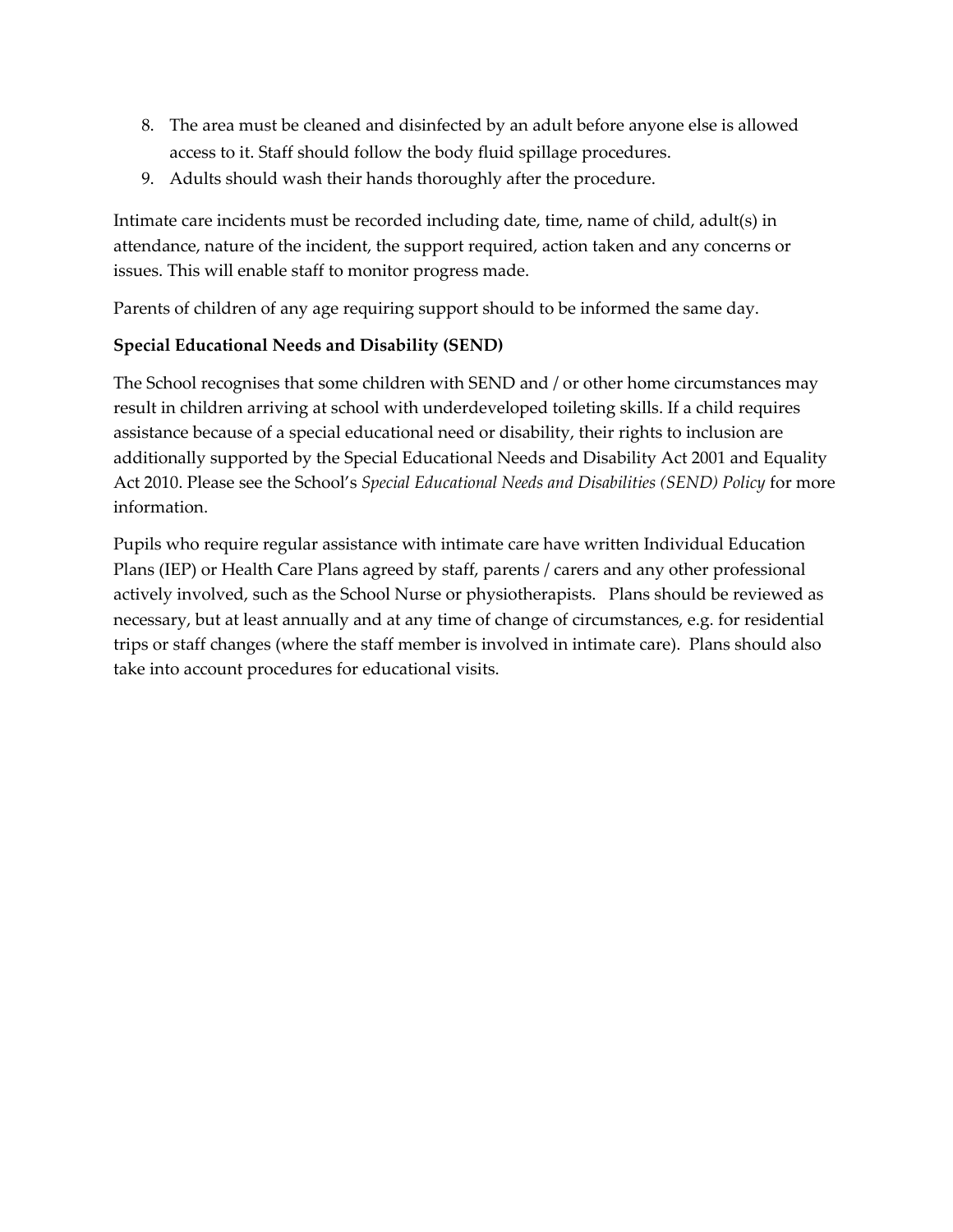8. The area must be cleaned and disinfected by an adult before anyone else is allowed access to it. Staff should follow the body fluid spillage procedures.
9. Adults should wash their hands thoroughly after the procedure.

Intimate care incidents must be recorded including date, time, name of child, adult(s) in attendance, nature of the incident, the support required, action taken and any concerns or issues. This will enable staff to monitor progress made.

Parents of children of any age requiring support should to be informed the same day.

**Special Educational Needs and Disability (SEND)**

The School recognises that some children with SEND and / or other home circumstances may result in children arriving at school with underdeveloped toileting skills. If a child requires assistance because of a special educational need or disability, their rights to inclusion are additionally supported by the Special Educational Needs and Disability Act 2001 and Equality Act 2010. Please see the School's *Special Educational Needs and Disabilities (SEND) Policy* for more information.

Pupils who require regular assistance with intimate care have written Individual Education Plans (IEP) or Health Care Plans agreed by staff, parents / carers and any other professional actively involved, such as the School Nurse or physiotherapists. Plans should be reviewed as necessary, but at least annually and at any time of change of circumstances, e.g. for residential trips or staff changes (where the staff member is involved in intimate care). Plans should also take into account procedures for educational visits.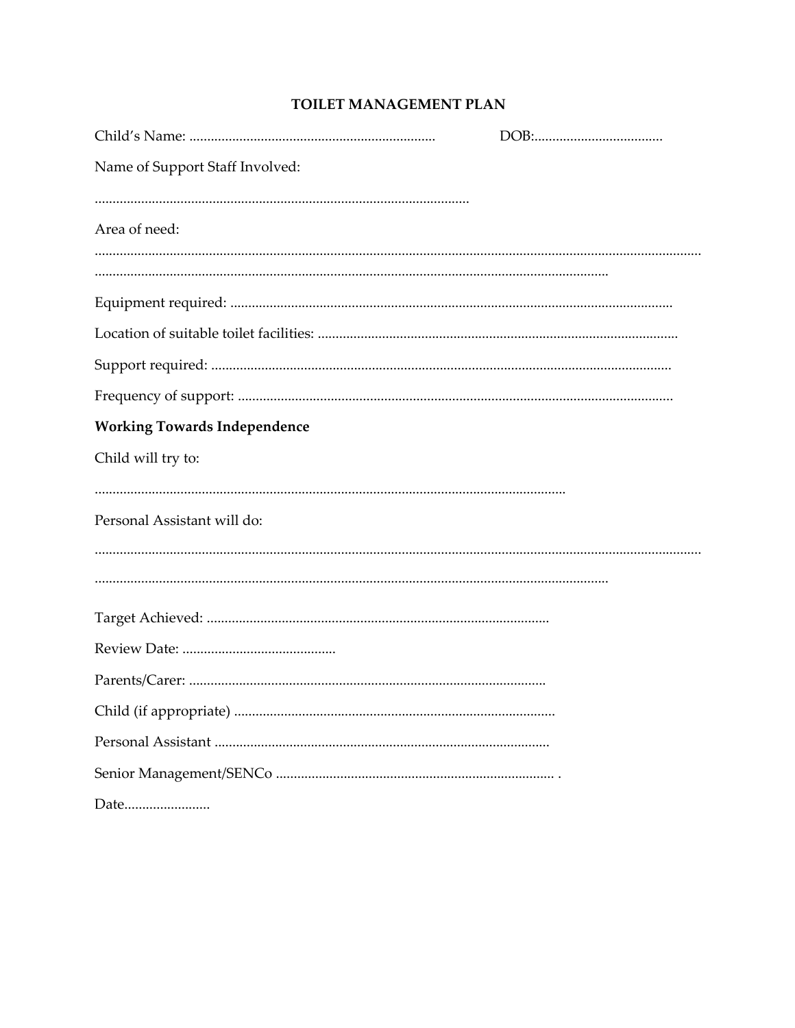# TOILET MANAGEMENT PLAN

Child's Name: ....................................................................  DOB:....................................

Name of Support Staff Involved:

........................................................................................................

Area of need:

...................................................................................................................................................................
...............................................................................................................................................

Equipment required: ..........................................................................................................................

Location of suitable toilet facilities: ...................................................................................................

Support required: ..............................................................................................................................

Frequency of support: ........................................................................................................................

**Working Towards Independence**

Child will try to:

.................................................................................................................................

Personal Assistant will do:

...................................................................................................................................................................
...............................................................................................................................................

Target Achieved: ...............................................................................................

Review Date: ...........................................

Parents/Carer: ..................................................................................................

Child (if appropriate) .........................................................................................

Personal Assistant .............................................................................................

Senior Management/SENCo ............................................................................. .

Date........................